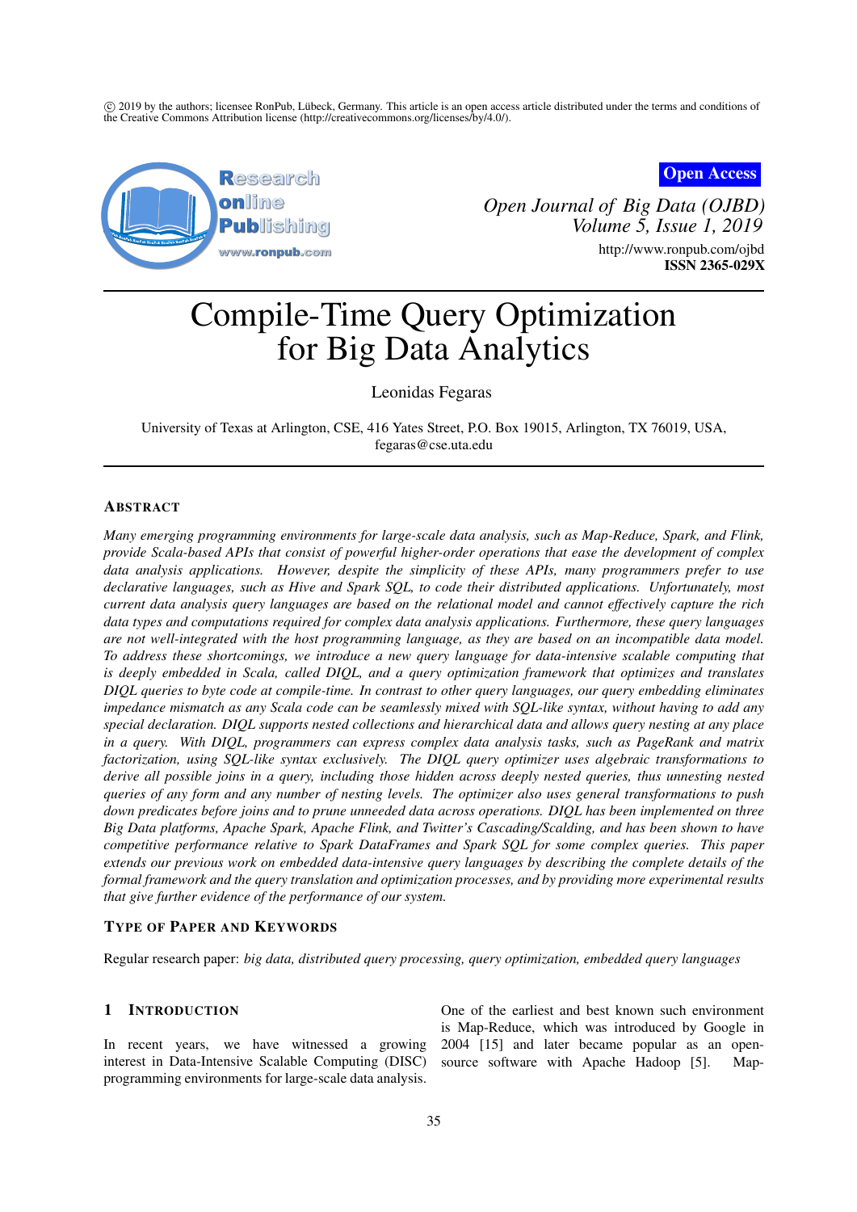© 2019 by the authors; licensee RonPub, Lübeck, Germany. This article is an open access article distributed under the terms and conditions of the Creative Commons Attribution license (http://creativecommons.org/licenses/by/4.0/).

**Open Access**

*Open Journal of Big Data (OJBD)*
*Volume 5, Issue 1, 2019*
http://www.ronpub.com/ojbd
**ISSN 2365-029X**

# Compile-Time Query Optimization for Big Data Analytics

Leonidas Fegaras

University of Texas at Arlington, CSE, 416 Yates Street, P.O. Box 19015, Arlington, TX 76019, USA, fegaras@cse.uta.edu

## Abstract

*Many emerging programming environments for large-scale data analysis, such as Map-Reduce, Spark, and Flink, provide Scala-based APIs that consist of powerful higher-order operations that ease the development of complex data analysis applications. However, despite the simplicity of these APIs, many programmers prefer to use declarative languages, such as Hive and Spark SQL, to code their distributed applications. Unfortunately, most current data analysis query languages are based on the relational model and cannot effectively capture the rich data types and computations required for complex data analysis applications. Furthermore, these query languages are not well-integrated with the host programming language, as they are based on an incompatible data model. To address these shortcomings, we introduce a new query language for data-intensive scalable computing that is deeply embedded in Scala, called DIQL, and a query optimization framework that optimizes and translates DIQL queries to byte code at compile-time. In contrast to other query languages, our query embedding eliminates impedance mismatch as any Scala code can be seamlessly mixed with SQL-like syntax, without having to add any special declaration. DIQL supports nested collections and hierarchical data and allows query nesting at any place in a query. With DIQL, programmers can express complex data analysis tasks, such as PageRank and matrix factorization, using SQL-like syntax exclusively. The DIQL query optimizer uses algebraic transformations to derive all possible joins in a query, including those hidden across deeply nested queries, thus unnesting nested queries of any form and any number of nesting levels. The optimizer also uses general transformations to push down predicates before joins and to prune unneeded data across operations. DIQL has been implemented on three Big Data platforms, Apache Spark, Apache Flink, and Twitter's Cascading/Scalding, and has been shown to have competitive performance relative to Spark DataFrames and Spark SQL for some complex queries. This paper extends our previous work on embedded data-intensive query languages by describing the complete details of the formal framework and the query translation and optimization processes, and by providing more experimental results that give further evidence of the performance of our system.*

## Type of Paper and Keywords

Regular research paper: *big data, distributed query processing, query optimization, embedded query languages*

## 1 Introduction

In recent years, we have witnessed a growing interest in Data-Intensive Scalable Computing (DISC) programming environments for large-scale data analysis. One of the earliest and best known such environment is Map-Reduce, which was introduced by Google in 2004 [15] and later became popular as an open-source software with Apache Hadoop [5]. Map-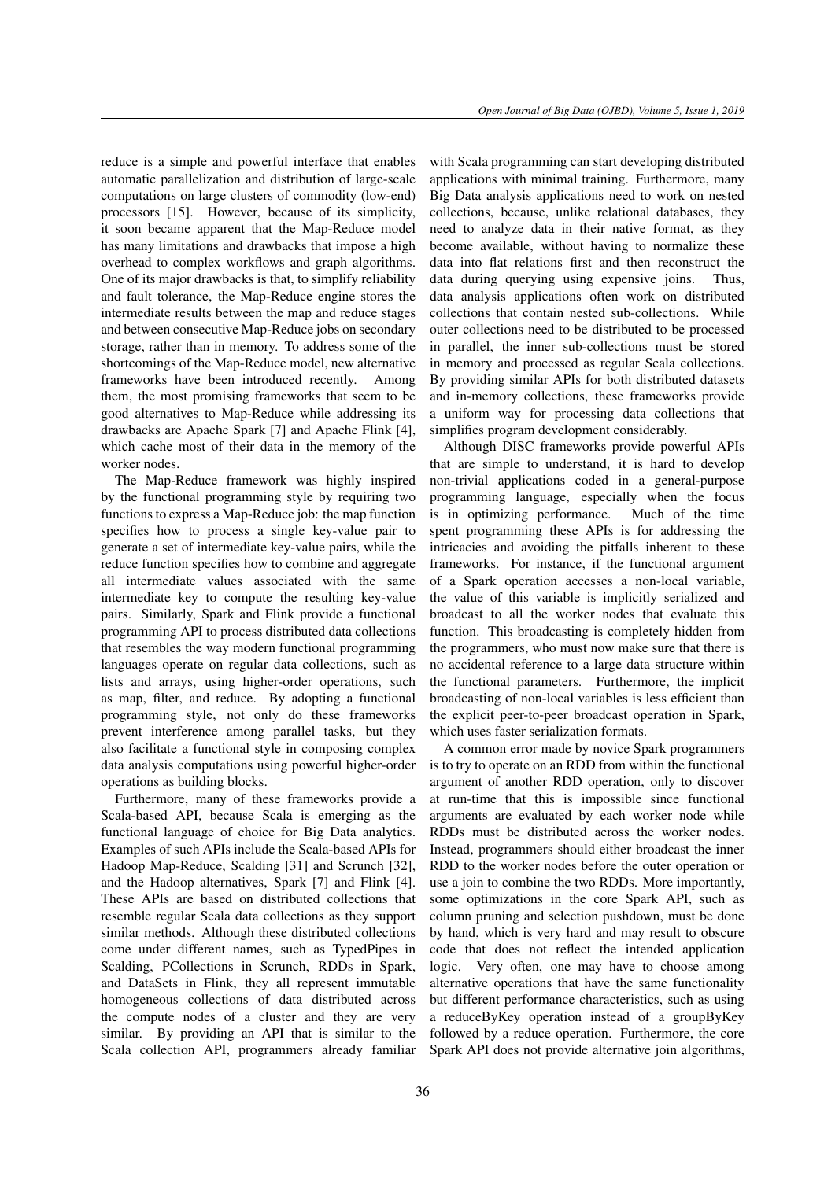reduce is a simple and powerful interface that enables automatic parallelization and distribution of large-scale computations on large clusters of commodity (low-end) processors [15]. However, because of its simplicity, it soon became apparent that the Map-Reduce model has many limitations and drawbacks that impose a high overhead to complex workflows and graph algorithms. One of its major drawbacks is that, to simplify reliability and fault tolerance, the Map-Reduce engine stores the intermediate results between the map and reduce stages and between consecutive Map-Reduce jobs on secondary storage, rather than in memory. To address some of the shortcomings of the Map-Reduce model, new alternative frameworks have been introduced recently. Among them, the most promising frameworks that seem to be good alternatives to Map-Reduce while addressing its drawbacks are Apache Spark [7] and Apache Flink [4], which cache most of their data in the memory of the worker nodes.

The Map-Reduce framework was highly inspired by the functional programming style by requiring two functions to express a Map-Reduce job: the map function specifies how to process a single key-value pair to generate a set of intermediate key-value pairs, while the reduce function specifies how to combine and aggregate all intermediate values associated with the same intermediate key to compute the resulting key-value pairs. Similarly, Spark and Flink provide a functional programming API to process distributed data collections that resembles the way modern functional programming languages operate on regular data collections, such as lists and arrays, using higher-order operations, such as map, filter, and reduce. By adopting a functional programming style, not only do these frameworks prevent interference among parallel tasks, but they also facilitate a functional style in composing complex data analysis computations using powerful higher-order operations as building blocks.

Furthermore, many of these frameworks provide a Scala-based API, because Scala is emerging as the functional language of choice for Big Data analytics. Examples of such APIs include the Scala-based APIs for Hadoop Map-Reduce, Scalding [31] and Scrunch [32], and the Hadoop alternatives, Spark [7] and Flink [4]. These APIs are based on distributed collections that resemble regular Scala data collections as they support similar methods. Although these distributed collections come under different names, such as TypedPipes in Scalding, PCollections in Scrunch, RDDs in Spark, and DataSets in Flink, they all represent immutable homogeneous collections of data distributed across the compute nodes of a cluster and they are very similar. By providing an API that is similar to the Scala collection API, programmers already familiar with Scala programming can start developing distributed applications with minimal training. Furthermore, many Big Data analysis applications need to work on nested collections, because, unlike relational databases, they need to analyze data in their native format, as they become available, without having to normalize these data into flat relations first and then reconstruct the data during querying using expensive joins. Thus, data analysis applications often work on distributed collections that contain nested sub-collections. While outer collections need to be distributed to be processed in parallel, the inner sub-collections must be stored in memory and processed as regular Scala collections. By providing similar APIs for both distributed datasets and in-memory collections, these frameworks provide a uniform way for processing data collections that simplifies program development considerably.

Although DISC frameworks provide powerful APIs that are simple to understand, it is hard to develop non-trivial applications coded in a general-purpose programming language, especially when the focus is in optimizing performance. Much of the time spent programming these APIs is for addressing the intricacies and avoiding the pitfalls inherent to these frameworks. For instance, if the functional argument of a Spark operation accesses a non-local variable, the value of this variable is implicitly serialized and broadcast to all the worker nodes that evaluate this function. This broadcasting is completely hidden from the programmers, who must now make sure that there is no accidental reference to a large data structure within the functional parameters. Furthermore, the implicit broadcasting of non-local variables is less efficient than the explicit peer-to-peer broadcast operation in Spark, which uses faster serialization formats.

A common error made by novice Spark programmers is to try to operate on an RDD from within the functional argument of another RDD operation, only to discover at run-time that this is impossible since functional arguments are evaluated by each worker node while RDDs must be distributed across the worker nodes. Instead, programmers should either broadcast the inner RDD to the worker nodes before the outer operation or use a join to combine the two RDDs. More importantly, some optimizations in the core Spark API, such as column pruning and selection pushdown, must be done by hand, which is very hard and may result to obscure code that does not reflect the intended application logic. Very often, one may have to choose among alternative operations that have the same functionality but different performance characteristics, such as using a reduceByKey operation instead of a groupByKey followed by a reduce operation. Furthermore, the core Spark API does not provide alternative join algorithms,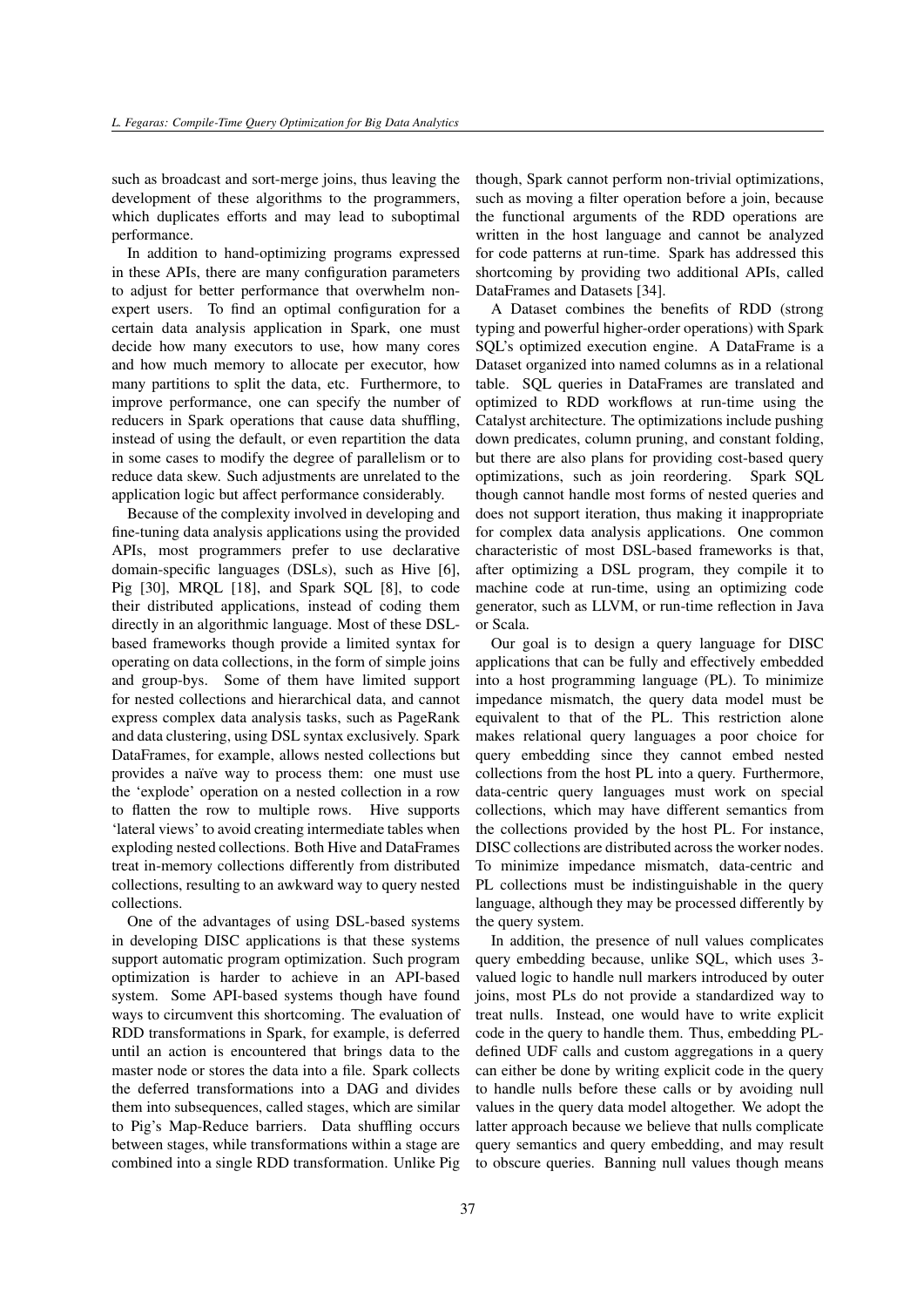such as broadcast and sort-merge joins, thus leaving the development of these algorithms to the programmers, which duplicates efforts and may lead to suboptimal performance.

In addition to hand-optimizing programs expressed in these APIs, there are many configuration parameters to adjust for better performance that overwhelm non-expert users. To find an optimal configuration for a certain data analysis application in Spark, one must decide how many executors to use, how many cores and how much memory to allocate per executor, how many partitions to split the data, etc. Furthermore, to improve performance, one can specify the number of reducers in Spark operations that cause data shuffling, instead of using the default, or even repartition the data in some cases to modify the degree of parallelism or to reduce data skew. Such adjustments are unrelated to the application logic but affect performance considerably.

Because of the complexity involved in developing and fine-tuning data analysis applications using the provided APIs, most programmers prefer to use declarative domain-specific languages (DSLs), such as Hive [6], Pig [30], MRQL [18], and Spark SQL [8], to code their distributed applications, instead of coding them directly in an algorithmic language. Most of these DSL-based frameworks though provide a limited syntax for operating on data collections, in the form of simple joins and group-bys. Some of them have limited support for nested collections and hierarchical data, and cannot express complex data analysis tasks, such as PageRank and data clustering, using DSL syntax exclusively. Spark DataFrames, for example, allows nested collections but provides a naïve way to process them: one must use the 'explode' operation on a nested collection in a row to flatten the row to multiple rows. Hive supports 'lateral views' to avoid creating intermediate tables when exploding nested collections. Both Hive and DataFrames treat in-memory collections differently from distributed collections, resulting to an awkward way to query nested collections.

One of the advantages of using DSL-based systems in developing DISC applications is that these systems support automatic program optimization. Such program optimization is harder to achieve in an API-based system. Some API-based systems though have found ways to circumvent this shortcoming. The evaluation of RDD transformations in Spark, for example, is deferred until an action is encountered that brings data to the master node or stores the data into a file. Spark collects the deferred transformations into a DAG and divides them into subsequences, called stages, which are similar to Pig's Map-Reduce barriers. Data shuffling occurs between stages, while transformations within a stage are combined into a single RDD transformation. Unlike Pig though, Spark cannot perform non-trivial optimizations, such as moving a filter operation before a join, because the functional arguments of the RDD operations are written in the host language and cannot be analyzed for code patterns at run-time. Spark has addressed this shortcoming by providing two additional APIs, called DataFrames and Datasets [34].

A Dataset combines the benefits of RDD (strong typing and powerful higher-order operations) with Spark SQL's optimized execution engine. A DataFrame is a Dataset organized into named columns as in a relational table. SQL queries in DataFrames are translated and optimized to RDD workflows at run-time using the Catalyst architecture. The optimizations include pushing down predicates, column pruning, and constant folding, but there are also plans for providing cost-based query optimizations, such as join reordering. Spark SQL though cannot handle most forms of nested queries and does not support iteration, thus making it inappropriate for complex data analysis applications. One common characteristic of most DSL-based frameworks is that, after optimizing a DSL program, they compile it to machine code at run-time, using an optimizing code generator, such as LLVM, or run-time reflection in Java or Scala.

Our goal is to design a query language for DISC applications that can be fully and effectively embedded into a host programming language (PL). To minimize impedance mismatch, the query data model must be equivalent to that of the PL. This restriction alone makes relational query languages a poor choice for query embedding since they cannot embed nested collections from the host PL into a query. Furthermore, data-centric query languages must work on special collections, which may have different semantics from the collections provided by the host PL. For instance, DISC collections are distributed across the worker nodes. To minimize impedance mismatch, data-centric and PL collections must be indistinguishable in the query language, although they may be processed differently by the query system.

In addition, the presence of null values complicates query embedding because, unlike SQL, which uses 3-valued logic to handle null markers introduced by outer joins, most PLs do not provide a standardized way to treat nulls. Instead, one would have to write explicit code in the query to handle them. Thus, embedding PL-defined UDF calls and custom aggregations in a query can either be done by writing explicit code in the query to handle nulls before these calls or by avoiding null values in the query data model altogether. We adopt the latter approach because we believe that nulls complicate query semantics and query embedding, and may result to obscure queries. Banning null values though means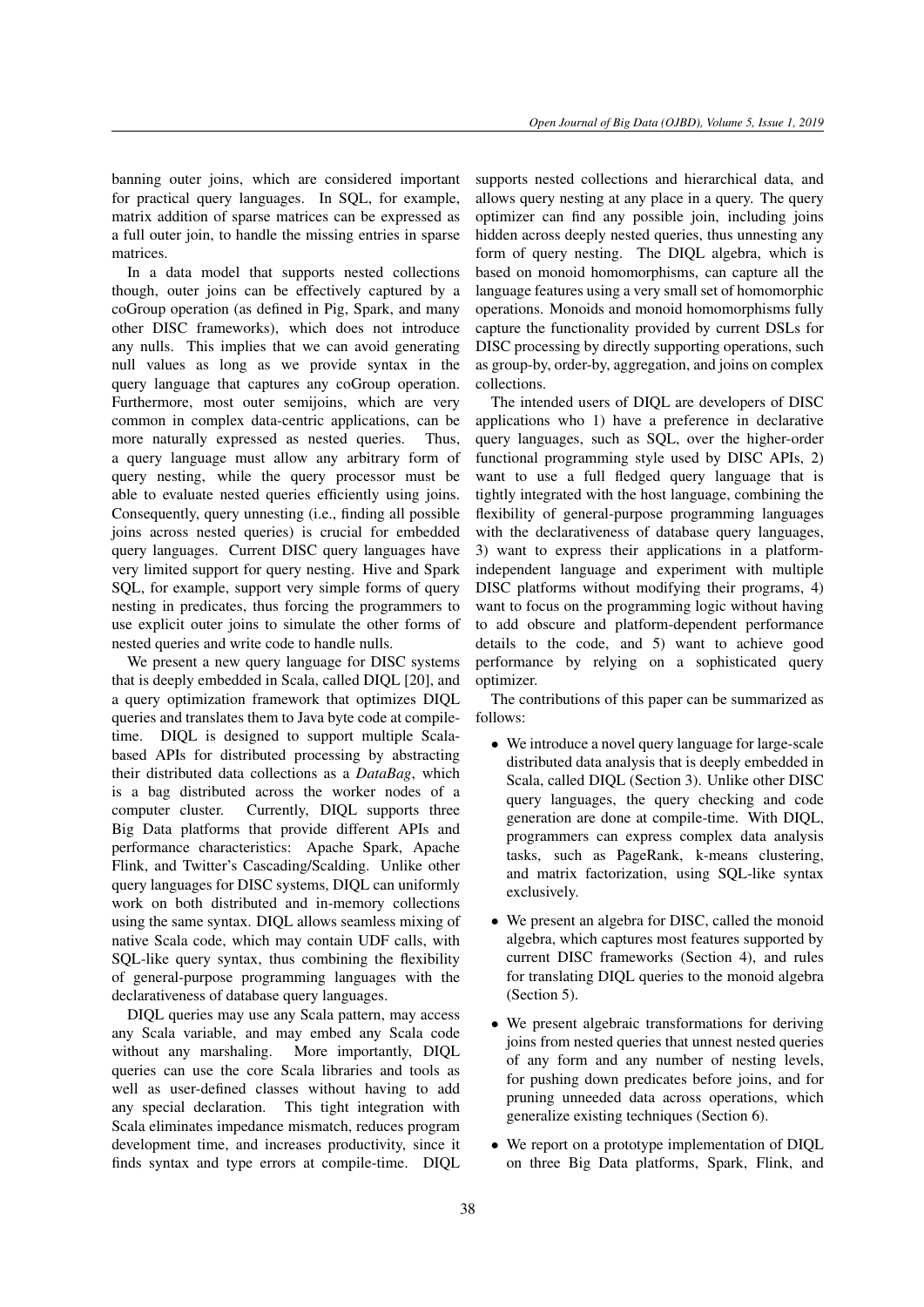banning outer joins, which are considered important for practical query languages. In SQL, for example, matrix addition of sparse matrices can be expressed as a full outer join, to handle the missing entries in sparse matrices.

In a data model that supports nested collections though, outer joins can be effectively captured by a coGroup operation (as defined in Pig, Spark, and many other DISC frameworks), which does not introduce any nulls. This implies that we can avoid generating null values as long as we provide syntax in the query language that captures any coGroup operation. Furthermore, most outer semijoins, which are very common in complex data-centric applications, can be more naturally expressed as nested queries. Thus, a query language must allow any arbitrary form of query nesting, while the query processor must be able to evaluate nested queries efficiently using joins. Consequently, query unnesting (i.e., finding all possible joins across nested queries) is crucial for embedded query languages. Current DISC query languages have very limited support for query nesting. Hive and Spark SQL, for example, support very simple forms of query nesting in predicates, thus forcing the programmers to use explicit outer joins to simulate the other forms of nested queries and write code to handle nulls.

We present a new query language for DISC systems that is deeply embedded in Scala, called DIQL [20], and a query optimization framework that optimizes DIQL queries and translates them to Java byte code at compile-time. DIQL is designed to support multiple Scala-based APIs for distributed processing by abstracting their distributed data collections as a *DataBag*, which is a bag distributed across the worker nodes of a computer cluster. Currently, DIQL supports three Big Data platforms that provide different APIs and performance characteristics: Apache Spark, Apache Flink, and Twitter's Cascading/Scalding. Unlike other query languages for DISC systems, DIQL can uniformly work on both distributed and in-memory collections using the same syntax. DIQL allows seamless mixing of native Scala code, which may contain UDF calls, with SQL-like query syntax, thus combining the flexibility of general-purpose programming languages with the declarativeness of database query languages.

DIQL queries may use any Scala pattern, may access any Scala variable, and may embed any Scala code without any marshaling. More importantly, DIQL queries can use the core Scala libraries and tools as well as user-defined classes without having to add any special declaration. This tight integration with Scala eliminates impedance mismatch, reduces program development time, and increases productivity, since it finds syntax and type errors at compile-time. DIQL supports nested collections and hierarchical data, and allows query nesting at any place in a query. The query optimizer can find any possible join, including joins hidden across deeply nested queries, thus unnesting any form of query nesting. The DIQL algebra, which is based on monoid homomorphisms, can capture all the language features using a very small set of homomorphic operations. Monoids and monoid homomorphisms fully capture the functionality provided by current DSLs for DISC processing by directly supporting operations, such as group-by, order-by, aggregation, and joins on complex collections.

The intended users of DIQL are developers of DISC applications who 1) have a preference in declarative query languages, such as SQL, over the higher-order functional programming style used by DISC APIs, 2) want to use a full fledged query language that is tightly integrated with the host language, combining the flexibility of general-purpose programming languages with the declarativeness of database query languages, 3) want to express their applications in a platform-independent language and experiment with multiple DISC platforms without modifying their programs, 4) want to focus on the programming logic without having to add obscure and platform-dependent performance details to the code, and 5) want to achieve good performance by relying on a sophisticated query optimizer.

The contributions of this paper can be summarized as follows:

- We introduce a novel query language for large-scale distributed data analysis that is deeply embedded in Scala, called DIQL (Section 3). Unlike other DISC query languages, the query checking and code generation are done at compile-time. With DIQL, programmers can express complex data analysis tasks, such as PageRank, k-means clustering, and matrix factorization, using SQL-like syntax exclusively.
- We present an algebra for DISC, called the monoid algebra, which captures most features supported by current DISC frameworks (Section 4), and rules for translating DIQL queries to the monoid algebra (Section 5).
- We present algebraic transformations for deriving joins from nested queries that unnest nested queries of any form and any number of nesting levels, for pushing down predicates before joins, and for pruning unneeded data across operations, which generalize existing techniques (Section 6).
- We report on a prototype implementation of DIQL on three Big Data platforms, Spark, Flink, and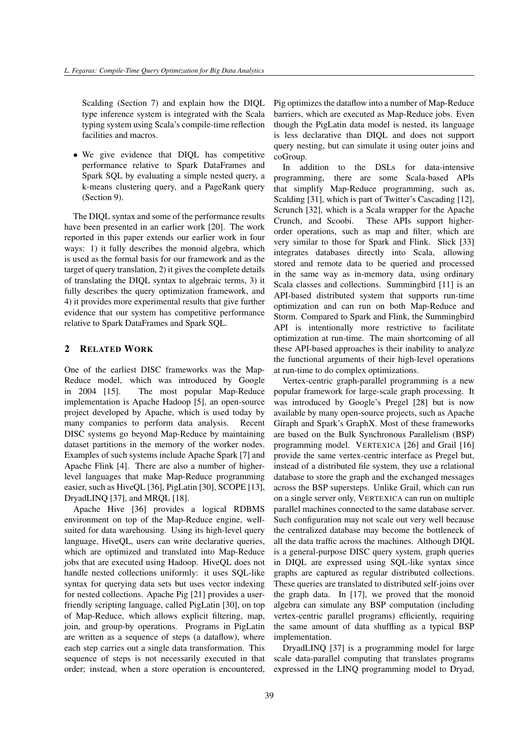Scalding (Section 7) and explain how the DIQL type inference system is integrated with the Scala typing system using Scala's compile-time reflection facilities and macros.

- We give evidence that DIQL has competitive performance relative to Spark DataFrames and Spark SQL by evaluating a simple nested query, a k-means clustering query, and a PageRank query (Section 9).

The DIQL syntax and some of the performance results have been presented in an earlier work [20]. The work reported in this paper extends our earlier work in four ways: 1) it fully describes the monoid algebra, which is used as the formal basis for our framework and as the target of query translation, 2) it gives the complete details of translating the DIQL syntax to algebraic terms, 3) it fully describes the query optimization framework, and 4) it provides more experimental results that give further evidence that our system has competitive performance relative to Spark DataFrames and Spark SQL.

## 2 Related Work

One of the earliest DISC frameworks was the Map-Reduce model, which was introduced by Google in 2004 [15]. The most popular Map-Reduce implementation is Apache Hadoop [5], an open-source project developed by Apache, which is used today by many companies to perform data analysis. Recent DISC systems go beyond Map-Reduce by maintaining dataset partitions in the memory of the worker nodes. Examples of such systems include Apache Spark [7] and Apache Flink [4]. There are also a number of higher-level languages that make Map-Reduce programming easier, such as HiveQL [36], PigLatin [30], SCOPE [13], DryadLINQ [37], and MRQL [18].

Apache Hive [36] provides a logical RDBMS environment on top of the Map-Reduce engine, well-suited for data warehousing. Using its high-level query language, HiveQL, users can write declarative queries, which are optimized and translated into Map-Reduce jobs that are executed using Hadoop. HiveQL does not handle nested collections uniformly: it uses SQL-like syntax for querying data sets but uses vector indexing for nested collections. Apache Pig [21] provides a user-friendly scripting language, called PigLatin [30], on top of Map-Reduce, which allows explicit filtering, map, join, and group-by operations. Programs in PigLatin are written as a sequence of steps (a dataflow), where each step carries out a single data transformation. This sequence of steps is not necessarily executed in that order; instead, when a store operation is encountered, Pig optimizes the dataflow into a number of Map-Reduce barriers, which are executed as Map-Reduce jobs. Even though the PigLatin data model is nested, its language is less declarative than DIQL and does not support query nesting, but can simulate it using outer joins and coGroup.

In addition to the DSLs for data-intensive programming, there are some Scala-based APIs that simplify Map-Reduce programming, such as, Scalding [31], which is part of Twitter's Cascading [12], Scrunch [32], which is a Scala wrapper for the Apache Crunch, and Scoobi. These APIs support higher-order operations, such as map and filter, which are very similar to those for Spark and Flink. Slick [33] integrates databases directly into Scala, allowing stored and remote data to be queried and processed in the same way as in-memory data, using ordinary Scala classes and collections. Summingbird [11] is an API-based distributed system that supports run-time optimization and can run on both Map-Reduce and Storm. Compared to Spark and Flink, the Summingbird API is intentionally more restrictive to facilitate optimization at run-time. The main shortcoming of all these API-based approaches is their inability to analyze the functional arguments of their high-level operations at run-time to do complex optimizations.

Vertex-centric graph-parallel programming is a new popular framework for large-scale graph processing. It was introduced by Google's Pregel [28] but is now available by many open-source projects, such as Apache Giraph and Spark's GraphX. Most of these frameworks are based on the Bulk Synchronous Parallelism (BSP) programming model. VERTEXICA [26] and Grail [16] provide the same vertex-centric interface as Pregel but, instead of a distributed file system, they use a relational database to store the graph and the exchanged messages across the BSP supersteps. Unlike Grail, which can run on a single server only, VERTEXICA can run on multiple parallel machines connected to the same database server. Such configuration may not scale out very well because the centralized database may become the bottleneck of all the data traffic across the machines. Although DIQL is a general-purpose DISC query system, graph queries in DIQL are expressed using SQL-like syntax since graphs are captured as regular distributed collections. These queries are translated to distributed self-joins over the graph data. In [17], we proved that the monoid algebra can simulate any BSP computation (including vertex-centric parallel programs) efficiently, requiring the same amount of data shuffling as a typical BSP implementation.

DryadLINQ [37] is a programming model for large scale data-parallel computing that translates programs expressed in the LINQ programming model to Dryad,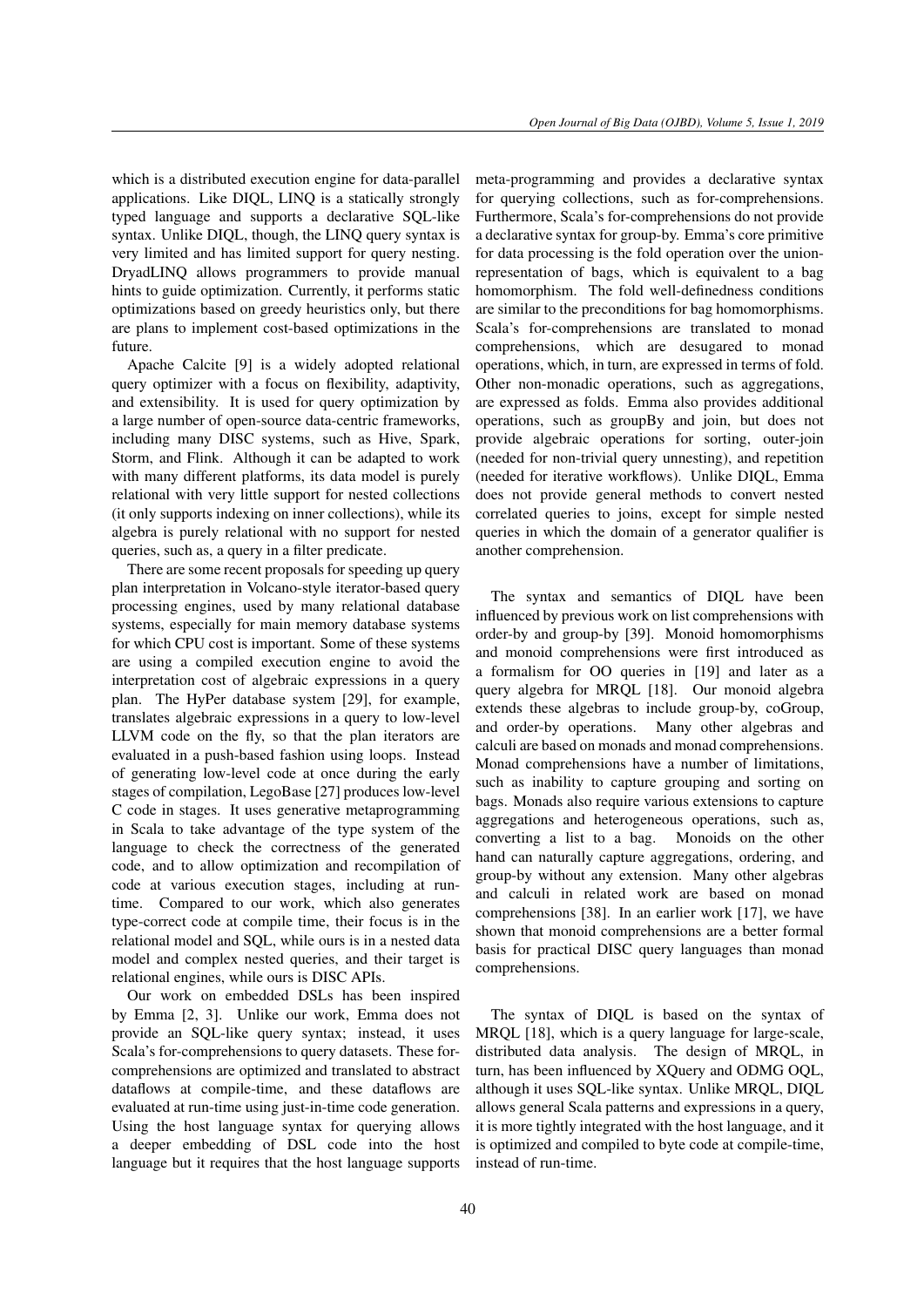which is a distributed execution engine for data-parallel applications. Like DIQL, LINQ is a statically strongly typed language and supports a declarative SQL-like syntax. Unlike DIQL, though, the LINQ query syntax is very limited and has limited support for query nesting. DryadLINQ allows programmers to provide manual hints to guide optimization. Currently, it performs static optimizations based on greedy heuristics only, but there are plans to implement cost-based optimizations in the future.

Apache Calcite [9] is a widely adopted relational query optimizer with a focus on flexibility, adaptivity, and extensibility. It is used for query optimization by a large number of open-source data-centric frameworks, including many DISC systems, such as Hive, Spark, Storm, and Flink. Although it can be adapted to work with many different platforms, its data model is purely relational with very little support for nested collections (it only supports indexing on inner collections), while its algebra is purely relational with no support for nested queries, such as, a query in a filter predicate.

There are some recent proposals for speeding up query plan interpretation in Volcano-style iterator-based query processing engines, used by many relational database systems, especially for main memory database systems for which CPU cost is important. Some of these systems are using a compiled execution engine to avoid the interpretation cost of algebraic expressions in a query plan. The HyPer database system [29], for example, translates algebraic expressions in a query to low-level LLVM code on the fly, so that the plan iterators are evaluated in a push-based fashion using loops. Instead of generating low-level code at once during the early stages of compilation, LegoBase [27] produces low-level C code in stages. It uses generative metaprogramming in Scala to take advantage of the type system of the language to check the correctness of the generated code, and to allow optimization and recompilation of code at various execution stages, including at run-time. Compared to our work, which also generates type-correct code at compile time, their focus is in the relational model and SQL, while ours is in a nested data model and complex nested queries, and their target is relational engines, while ours is DISC APIs.

Our work on embedded DSLs has been inspired by Emma [2, 3]. Unlike our work, Emma does not provide an SQL-like query syntax; instead, it uses Scala's for-comprehensions to query datasets. These for-comprehensions are optimized and translated to abstract dataflows at compile-time, and these dataflows are evaluated at run-time using just-in-time code generation. Using the host language syntax for querying allows a deeper embedding of DSL code into the host language but it requires that the host language supports meta-programming and provides a declarative syntax for querying collections, such as for-comprehensions. Furthermore, Scala's for-comprehensions do not provide a declarative syntax for group-by. Emma's core primitive for data processing is the fold operation over the union-representation of bags, which is equivalent to a bag homomorphism. The fold well-definedness conditions are similar to the preconditions for bag homomorphisms. Scala's for-comprehensions are translated to monad comprehensions, which are desugared to monad operations, which, in turn, are expressed in terms of fold. Other non-monadic operations, such as aggregations, are expressed as folds. Emma also provides additional operations, such as groupBy and join, but does not provide algebraic operations for sorting, outer-join (needed for non-trivial query unnesting), and repetition (needed for iterative workflows). Unlike DIQL, Emma does not provide general methods to convert nested correlated queries to joins, except for simple nested queries in which the domain of a generator qualifier is another comprehension.

The syntax and semantics of DIQL have been influenced by previous work on list comprehensions with order-by and group-by [39]. Monoid homomorphisms and monoid comprehensions were first introduced as a formalism for OO queries in [19] and later as a query algebra for MRQL [18]. Our monoid algebra extends these algebras to include group-by, coGroup, and order-by operations. Many other algebras and calculi are based on monads and monad comprehensions. Monad comprehensions have a number of limitations, such as inability to capture grouping and sorting on bags. Monads also require various extensions to capture aggregations and heterogeneous operations, such as, converting a list to a bag. Monoids on the other hand can naturally capture aggregations, ordering, and group-by without any extension. Many other algebras and calculi in related work are based on monad comprehensions [38]. In an earlier work [17], we have shown that monoid comprehensions are a better formal basis for practical DISC query languages than monad comprehensions.

The syntax of DIQL is based on the syntax of MRQL [18], which is a query language for large-scale, distributed data analysis. The design of MRQL, in turn, has been influenced by XQuery and ODMG OQL, although it uses SQL-like syntax. Unlike MRQL, DIQL allows general Scala patterns and expressions in a query, it is more tightly integrated with the host language, and it is optimized and compiled to byte code at compile-time, instead of run-time.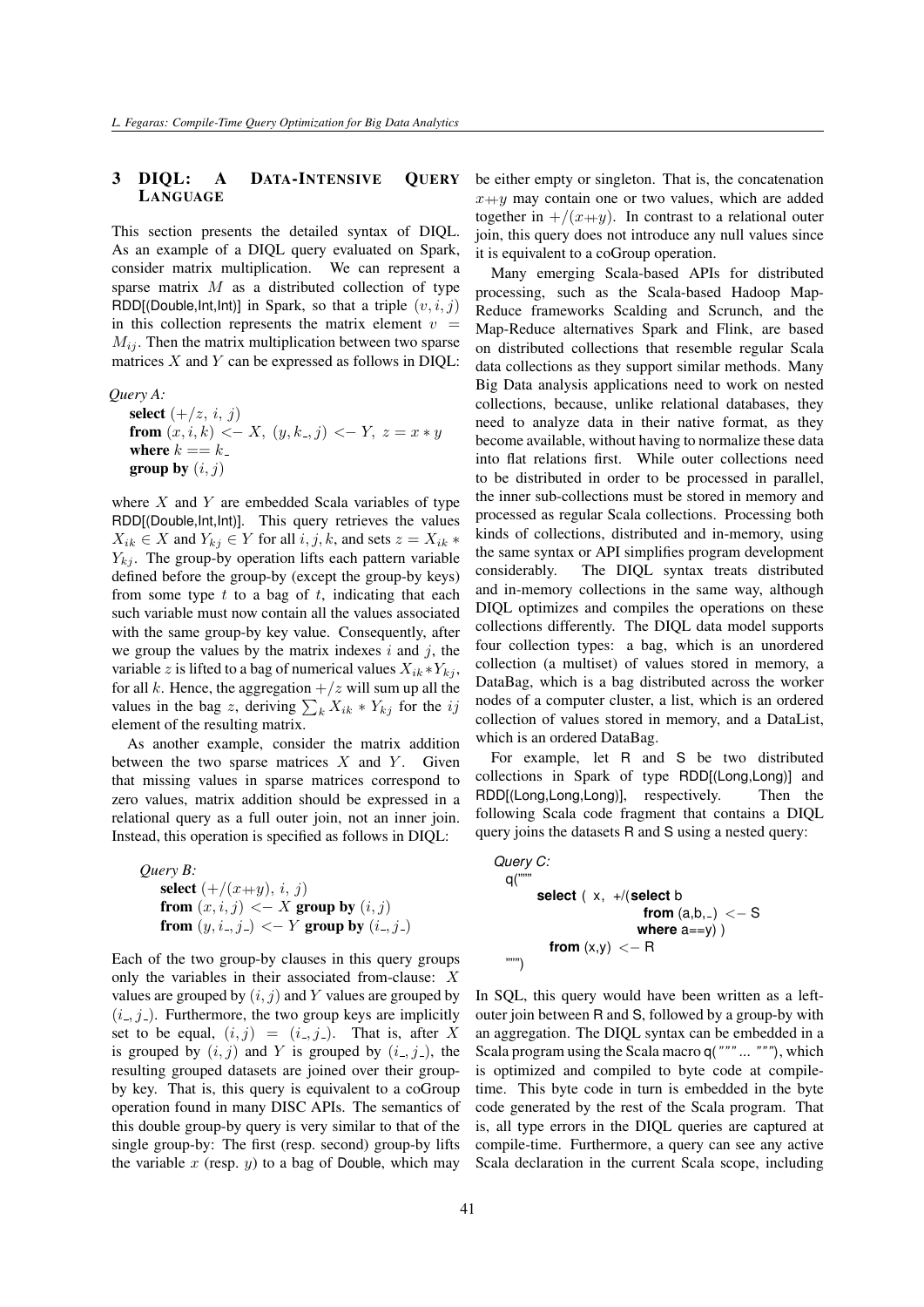## 3 DIQL: A DATA-INTENSIVE QUERY LANGUAGE

This section presents the detailed syntax of DIQL. As an example of a DIQL query evaluated on Spark, consider matrix multiplication. We can represent a sparse matrix $M$ as a distributed collection of type RDD[(Double,Int,Int)] in Spark, so that a triple $(v, i, j)$ in this collection represents the matrix element $v = M_{ij}$. Then the matrix multiplication between two sparse matrices $X$ and $Y$ can be expressed as follows in DIQL:

*Query A:*

$$
\begin{array}{l}
\textbf{select } (+/z,\ i,\ j) \\
\textbf{from } (x, i, k) <- X,\ (y, k\_, j) <- Y,\ z = x * y \\
\textbf{where } k == k\_ \\
\textbf{group by } (i, j)
\end{array}
$$

where $X$ and $Y$ are embedded Scala variables of type RDD[(Double,Int,Int)]. This query retrieves the values $X_{ik} \in X$ and $Y_{kj} \in Y$ for all $i, j, k$, and sets $z = X_{ik} * Y_{kj}$. The group-by operation lifts each pattern variable defined before the group-by (except the group-by keys) from some type $t$ to a bag of $t$, indicating that each such variable must now contain all the values associated with the same group-by key value. Consequently, after we group the values by the matrix indexes $i$ and $j$, the variable $z$ is lifted to a bag of numerical values $X_{ik} * Y_{kj}$, for all $k$. Hence, the aggregation $+/z$ will sum up all the values in the bag $z$, deriving $\sum_k X_{ik} * Y_{kj}$ for the $ij$ element of the resulting matrix.

As another example, consider the matrix addition between the two sparse matrices $X$ and $Y$. Given that missing values in sparse matrices correspond to zero values, matrix addition should be expressed in a relational query as a full outer join, not an inner join. Instead, this operation is specified as follows in DIQL:

*Query B:*

$$
\begin{array}{l}
\textbf{select } (+/(x{+\!\!+}y),\ i,\ j) \\
\textbf{from } (x, i, j) <- X \textbf{ group by } (i, j) \\
\textbf{from } (y, i\_, j\_) <- Y \textbf{ group by } (i\_, j\_)
\end{array}
$$

Each of the two group-by clauses in this query groups only the variables in their associated from-clause: $X$ values are grouped by $(i, j)$ and $Y$ values are grouped by $(i\_, j\_)$. Furthermore, the two group keys are implicitly set to be equal, $(i, j) = (i\_, j\_)$. That is, after $X$ is grouped by $(i, j)$ and $Y$ is grouped by $(i\_, j\_)$, the resulting grouped datasets are joined over their group-by key. That is, this query is equivalent to a coGroup operation found in many DISC APIs. The semantics of this double group-by query is very similar to that of the single group-by: The first (resp. second) group-by lifts the variable $x$ (resp. $y$) to a bag of Double, which may be either empty or singleton. That is, the concatenation $x{+\!\!+}y$ may contain one or two values, which are added together in $+/(x{+\!\!+}y)$. In contrast to a relational outer join, this query does not introduce any null values since it is equivalent to a coGroup operation.

Many emerging Scala-based APIs for distributed processing, such as the Scala-based Hadoop Map-Reduce frameworks Scalding and Scrunch, and the Map-Reduce alternatives Spark and Flink, are based on distributed collections that resemble regular Scala data collections as they support similar methods. Many Big Data analysis applications need to work on nested collections, because, unlike relational databases, they need to analyze data in their native format, as they become available, without having to normalize these data into flat relations first. While outer collections need to be distributed in order to be processed in parallel, the inner sub-collections must be stored in memory and processed as regular Scala collections. Processing both kinds of collections, distributed and in-memory, using the same syntax or API simplifies program development considerably. The DIQL syntax treats distributed and in-memory collections in the same way, although DIQL optimizes and compiles the operations on these collections differently. The DIQL data model supports four collection types: a bag, which is an unordered collection (a multiset) of values stored in memory, a DataBag, which is a bag distributed across the worker nodes of a computer cluster, a list, which is an ordered collection of values stored in memory, and a DataList, which is an ordered DataBag.

For example, let R and S be two distributed collections in Spark of type RDD[(Long,Long)] and RDD[(Long,Long,Long)], respectively. Then the following Scala code fragment that contains a DIQL query joins the datasets R and S using a nested query:

*Query C:*

```
q("""
      select ( x, +/(select b
                      from (a,b,_) <- S
                      where a==y) )
        from (x,y) <- R
  """)
```

In SQL, this query would have been written as a left-outer join between R and S, followed by a group-by with an aggregation. The DIQL syntax can be embedded in a Scala program using the Scala macro q(""" ... """), which is optimized and compiled to byte code at compile-time. This byte code in turn is embedded in the byte code generated by the rest of the Scala program. That is, all type errors in the DIQL queries are captured at compile-time. Furthermore, a query can see any active Scala declaration in the current Scala scope, including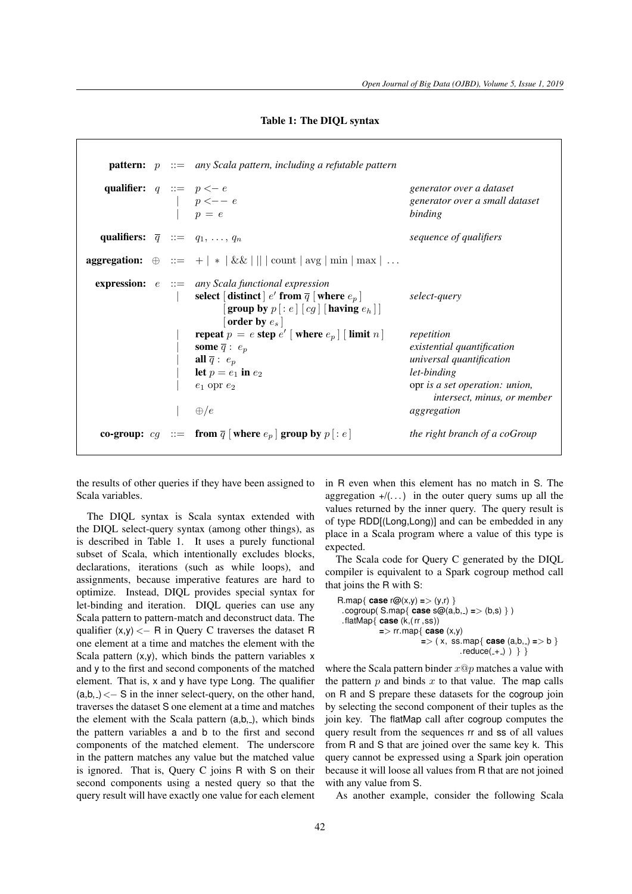**Table 1: The DIQL syntax**

| | | | |
|---|---|---|---|
| **pattern:** | $p$ ::= | *any Scala pattern, including a refutable pattern* | |
| **qualifier:** | $q$ ::= | $p <\!- e$ | *generator over a dataset* |
| | \| | $p <\!-\!- e$ | *generator over a small dataset* |
| | \| | $p = e$ | *binding* |
| **qualifiers:** | $\overline{q}$ ::= | $q_1, \ldots, q_n$ | *sequence of qualifiers* |
| **aggregation:** | $\oplus$ ::= | $+ \mid * \mid \&\& \mid \|\| \mid \text{count} \mid \text{avg} \mid \min \mid \max \mid \ldots$ | |
| **expression:** | $e$ ::= | *any Scala functional expression* | |
| | \| | **select** [ **distinct** ] $e'$ **from** $\overline{q}$ [ **where** $e_p$ ] [ **group by** $p$ [ : $e$ ] [ $cg$ ] [ **having** $e_h$ ] ] [ **order by** $e_s$ ] | *select-query* |
| | \| | **repeat** $p = e$ **step** $e'$ [ **where** $e_p$ ] [ **limit** $n$ ] | *repetition* |
| | \| | **some** $\overline{q}$ : $e_p$ | *existential quantification* |
| | \| | **all** $\overline{q}$ : $e_p$ | *universal quantification* |
| | \| | **let** $p = e_1$ **in** $e_2$ | *let-binding* |
| | \| | $e_1$ opr $e_2$ | opr *is a set operation: union, intersect, minus, or member* |
| | \| | $\oplus/e$ | *aggregation* |
| **co-group:** | $cg$ ::= | **from** $\overline{q}$ [ **where** $e_p$ ] **group by** $p$ [ : $e$ ] | *the right branch of a coGroup* |

the results of other queries if they have been assigned to Scala variables.

The DIQL syntax is Scala syntax extended with the DIQL select-query syntax (among other things), as is described in Table 1. It uses a purely functional subset of Scala, which intentionally excludes blocks, declarations, iterations (such as while loops), and assignments, because imperative features are hard to optimize. Instead, DIQL provides special syntax for let-binding and iteration. DIQL queries can use any Scala pattern to pattern-match and deconstruct data. The qualifier (x,y) <− R in Query C traverses the dataset R one element at a time and matches the element with the Scala pattern (x,y), which binds the pattern variables x and y to the first and second components of the matched element. That is, x and y have type Long. The qualifier (a,b,_) <− S in the inner select-query, on the other hand, traverses the dataset S one element at a time and matches the element with the Scala pattern (a,b,_), which binds the pattern variables a and b to the first and second components of the matched element. The underscore in the pattern matches any value but the matched value is ignored. That is, Query C joins R with S on their second components using a nested query so that the query result will have exactly one value for each element in R even when this element has no match in S. The aggregation +/(...) in the outer query sums up all the values returned by the inner query. The query result is of type RDD[(Long,Long)] and can be embedded in any place in a Scala program where a value of this type is expected.

The Scala code for Query C generated by the DIQL compiler is equivalent to a Spark cogroup method call that joins the R with S:

```
R.map{ case r@(x,y) => (y,r) }
 .cogroup( S.map{ case s@(a,b,_) => (b,s) } )
 .flatMap{ case (k,(rr,ss))
         => rr.map{ case (x,y)
                  => ( x, ss.map{ case (a,b,_) => b }
                           .reduce(_+_) ) } }
```

where the Scala pattern binder $x@p$ matches a value with the pattern $p$ and binds $x$ to that value. The map calls on R and S prepare these datasets for the cogroup join by selecting the second component of their tuples as the join key. The flatMap call after cogroup computes the query result from the sequences rr and ss of all values from R and S that are joined over the same key k. This query cannot be expressed using a Spark join operation because it will loose all values from R that are not joined with any value from S.

As another example, consider the following Scala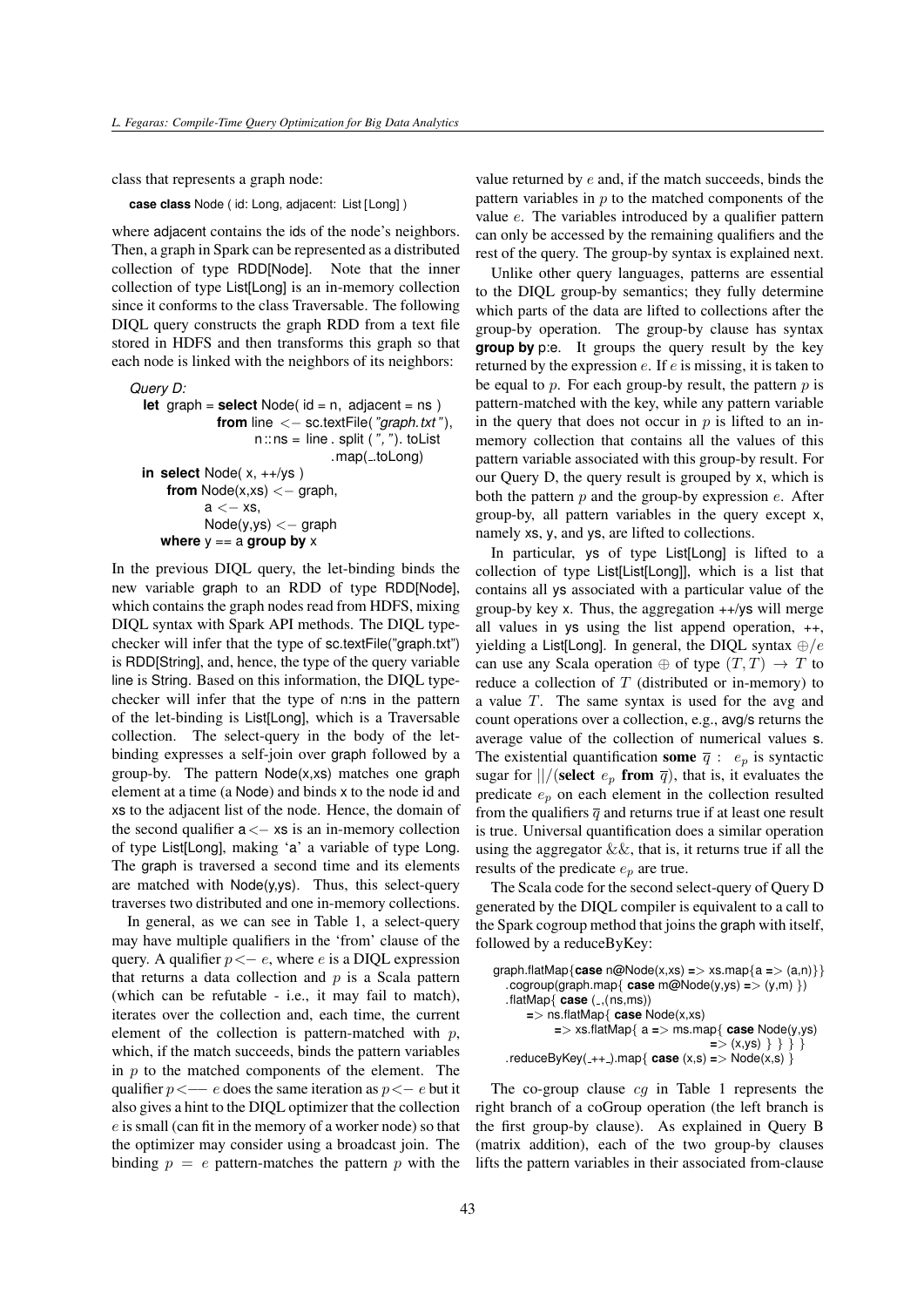class that represents a graph node:

```
case class Node ( id: Long, adjacent: List [Long] )
```

where adjacent contains the ids of the node's neighbors. Then, a graph in Spark can be represented as a distributed collection of type RDD[Node]. Note that the inner collection of type List[Long] is an in-memory collection since it conforms to the class Traversable. The following DIQL query constructs the graph RDD from a text file stored in HDFS and then transforms this graph so that each node is linked with the neighbors of its neighbors:

*Query D:*

```
let graph = select Node( id = n, adjacent = ns )
            from line <− sc.textFile( "graph.txt" ),
                 n::ns = line . split ( "," ). toList
                                .map(_.toLong)
in select Node( x, ++/ys )
   from Node(x,xs) <− graph,
        a <− xs,
        Node(y,ys) <− graph
   where y == a group by x
```

In the previous DIQL query, the let-binding binds the new variable graph to an RDD of type RDD[Node], which contains the graph nodes read from HDFS, mixing DIQL syntax with Spark API methods. The DIQL type-checker will infer that the type of sc.textFile("graph.txt") is RDD[String], and, hence, the type of the query variable line is String. Based on this information, the DIQL type-checker will infer that the type of n:ns in the pattern of the let-binding is List[Long], which is a Traversable collection. The select-query in the body of the let-binding expresses a self-join over graph followed by a group-by. The pattern Node(x,xs) matches one graph element at a time (a Node) and binds x to the node id and xs to the adjacent list of the node. Hence, the domain of the second qualifier a <− xs is an in-memory collection of type List[Long], making 'a' a variable of type Long. The graph is traversed a second time and its elements are matched with Node(y,ys). Thus, this select-query traverses two distributed and one in-memory collections.

In general, as we can see in Table 1, a select-query may have multiple qualifiers in the 'from' clause of the query. A qualifier $p <\!- \ e$, where $e$ is a DIQL expression that returns a data collection and $p$ is a Scala pattern (which can be refutable - i.e., it may fail to match), iterates over the collection and, each time, the current element of the collection is pattern-matched with $p$, which, if the match succeeds, binds the pattern variables in $p$ to the matched components of the element. The qualifier $p <\!\!=\!\!= e$ does the same iteration as $p <\!- \ e$ but it also gives a hint to the DIQL optimizer that the collection $e$ is small (can fit in the memory of a worker node) so that the optimizer may consider using a broadcast join. The binding $p = e$ pattern-matches the pattern $p$ with the value returned by $e$ and, if the match succeeds, binds the pattern variables in $p$ to the matched components of the value $e$. The variables introduced by a qualifier pattern can only be accessed by the remaining qualifiers and the rest of the query. The group-by syntax is explained next.

Unlike other query languages, patterns are essential to the DIQL group-by semantics; they fully determine which parts of the data are lifted to collections after the group-by operation. The group-by clause has syntax **group by** p:e. It groups the query result by the key returned by the expression $e$. If $e$ is missing, it is taken to be equal to $p$. For each group-by result, the pattern $p$ is pattern-matched with the key, while any pattern variable in the query that does not occur in $p$ is lifted to an in-memory collection that contains all the values of this pattern variable associated with this group-by result. For our Query D, the query result is grouped by x, which is both the pattern $p$ and the group-by expression $e$. After group-by, all pattern variables in the query except x, namely xs, y, and ys, are lifted to collections.

In particular, ys of type List[Long] is lifted to a collection of type List[List[Long]], which is a list that contains all ys associated with a particular value of the group-by key x. Thus, the aggregation ++/ys will merge all values in ys using the list append operation, ++, yielding a List[Long]. In general, the DIQL syntax $\oplus/e$ can use any Scala operation $\oplus$ of type $(T, T) \rightarrow T$ to reduce a collection of $T$ (distributed or in-memory) to a value $T$. The same syntax is used for the avg and count operations over a collection, e.g., avg/s returns the average value of the collection of numerical values s. The existential quantification **some** $\overline{q}$ : $e_p$ is syntactic sugar for $||/($**select** $e_p$ **from** $\overline{q})$, that is, it evaluates the predicate $e_p$ on each element in the collection resulted from the qualifiers $\overline{q}$ and returns true if at least one result is true. Universal quantification does a similar operation using the aggregator $\&\&$, that is, it returns true if all the results of the predicate $e_p$ are true.

The Scala code for the second select-query of Query D generated by the DIQL compiler is equivalent to a call to the Spark cogroup method that joins the graph with itself, followed by a reduceByKey:

```
graph.flatMap{case n@Node(x,xs) => xs.map{a => (a,n)}}
  .cogroup(graph.map{ case m@Node(y,ys) => (y,m) })
  .flatMap{ case (_,(ns,ms))
      => ns.flatMap{ case Node(x,xs)
           => xs.flatMap{ a => ms.map{ case Node(y,ys)
                                      => (x,ys) } } } }
  .reduceByKey(_++_).map{ case (x,s) => Node(x,s) }
```

The co-group clause $cg$ in Table 1 represents the right branch of a coGroup operation (the left branch is the first group-by clause). As explained in Query B (matrix addition), each of the two group-by clauses lifts the pattern variables in their associated from-clause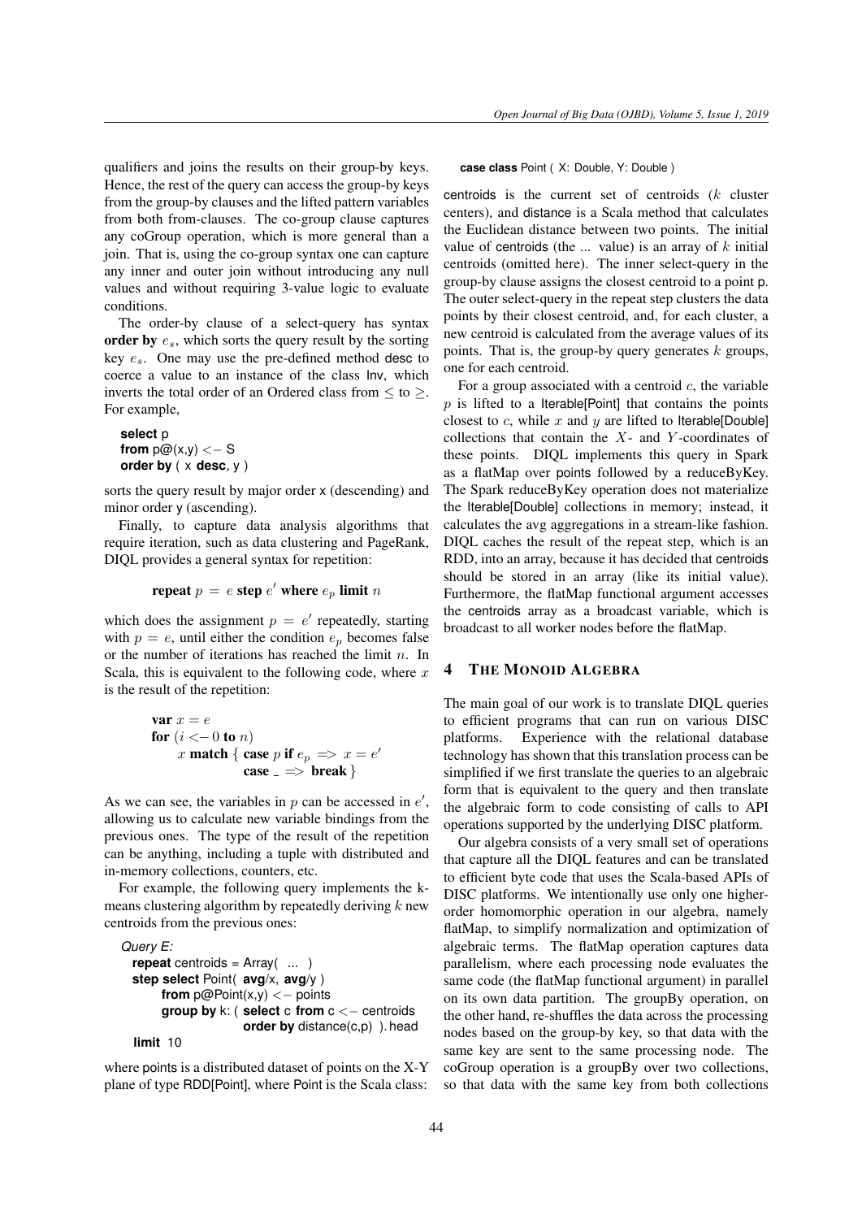qualifiers and joins the results on their group-by keys. Hence, the rest of the query can access the group-by keys from the group-by clauses and the lifted pattern variables from both from-clauses. The co-group clause captures any coGroup operation, which is more general than a join. That is, using the co-group syntax one can capture any inner and outer join without introducing any null values and without requiring 3-value logic to evaluate conditions.

The order-by clause of a select-query has syntax **order by** $e_s$, which sorts the query result by the sorting key $e_s$. One may use the pre-defined method desc to coerce a value to an instance of the class Inv, which inverts the total order of an Ordered class from $\leq$ to $\geq$. For example,

```
select p
from p@(x,y) <- S
order by ( x desc, y )
```

sorts the query result by major order x (descending) and minor order y (ascending).

Finally, to capture data analysis algorithms that require iteration, such as data clustering and PageRank, DIQL provides a general syntax for repetition:

$$\textbf{repeat}\ p\ =\ e\ \textbf{step}\ e'\ \textbf{where}\ e_p\ \textbf{limit}\ n$$

which does the assignment $p = e'$ repeatedly, starting with $p = e$, until either the condition $e_p$ becomes false or the number of iterations has reached the limit $n$. In Scala, this is equivalent to the following code, where $x$ is the result of the repetition:

```
var x = e
for (i <- 0 to n)
    x match { case p if e_p => x = e'
              case _ => break }
```

As we can see, the variables in $p$ can be accessed in $e'$, allowing us to calculate new variable bindings from the previous ones. The type of the result of the repetition can be anything, including a tuple with distributed and in-memory collections, counters, etc.

For example, the following query implements the k-means clustering algorithm by repeatedly deriving $k$ new centroids from the previous ones:

```
Query E:
  repeat centroids = Array( ... )
  step select Point( avg/x, avg/y )
       from p@Point(x,y) <- points
       group by k: ( select c from c <- centroids
                     order by distance(c,p) ).head
  limit 10
```

where points is a distributed dataset of points on the X-Y plane of type RDD[Point], where Point is the Scala class:

```
case class Point ( X: Double, Y: Double )
```

centroids is the current set of centroids ($k$ cluster centers), and distance is a Scala method that calculates the Euclidean distance between two points. The initial value of centroids (the ... value) is an array of $k$ initial centroids (omitted here). The inner select-query in the group-by clause assigns the closest centroid to a point p. The outer select-query in the repeat step clusters the data points by their closest centroid, and, for each cluster, a new centroid is calculated from the average values of its points. That is, the group-by query generates $k$ groups, one for each centroid.

For a group associated with a centroid $c$, the variable $p$ is lifted to a Iterable[Point] that contains the points closest to $c$, while $x$ and $y$ are lifted to Iterable[Double] collections that contain the $X$- and $Y$-coordinates of these points. DIQL implements this query in Spark as a flatMap over points followed by a reduceByKey. The Spark reduceByKey operation does not materialize the Iterable[Double] collections in memory; instead, it calculates the avg aggregations in a stream-like fashion. DIQL caches the result of the repeat step, which is an RDD, into an array, because it has decided that centroids should be stored in an array (like its initial value). Furthermore, the flatMap functional argument accesses the centroids array as a broadcast variable, which is broadcast to all worker nodes before the flatMap.

## 4 The Monoid Algebra

The main goal of our work is to translate DIQL queries to efficient programs that can run on various DISC platforms. Experience with the relational database technology has shown that this translation process can be simplified if we first translate the queries to an algebraic form that is equivalent to the query and then translate the algebraic form to code consisting of calls to API operations supported by the underlying DISC platform.

Our algebra consists of a very small set of operations that capture all the DIQL features and can be translated to efficient byte code that uses the Scala-based APIs of DISC platforms. We intentionally use only one higher-order homomorphic operation in our algebra, namely flatMap, to simplify normalization and optimization of algebraic terms. The flatMap operation captures data parallelism, where each processing node evaluates the same code (the flatMap functional argument) in parallel on its own data partition. The groupBy operation, on the other hand, re-shuffles the data across the processing nodes based on the group-by key, so that data with the same key are sent to the same processing node. The coGroup operation is a groupBy over two collections, so that data with the same key from both collections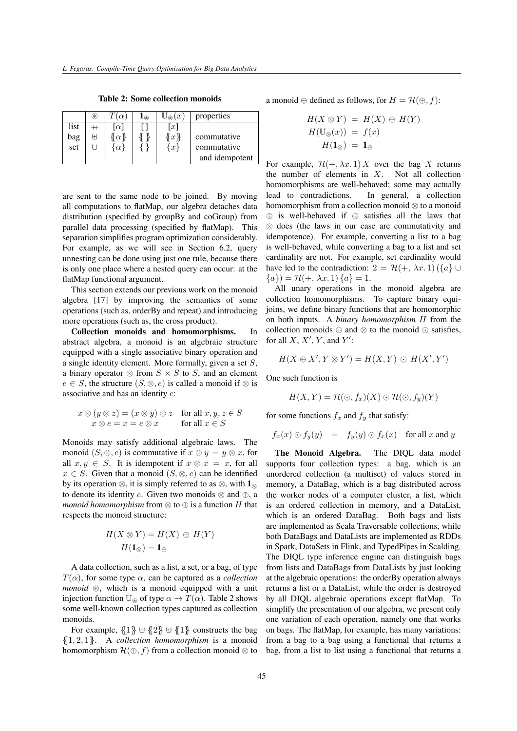**Table 2: Some collection monoids**

| | $\circledast$ | $T(\alpha)$ | $\mathbf{1}_\circledast$ | $\mathbb{U}_\circledast(x)$ | properties |
|---|---|---|---|---|---|
| list | $+\!\!+$ | $[\alpha]$ | $[\,]$ | $[x]$ | |
| bag | $\uplus$ | $\{\!\{\alpha\}\!\}$ | $\{\!\{\,\}\!\}$ | $\{\!\{x\}\!\}$ | commutative |
| set | $\cup$ | $\{\alpha\}$ | $\{\,\}$ | $\{x\}$ | commutative and idempotent |

are sent to the same node to be joined. By moving all computations to flatMap, our algebra detaches data distribution (specified by groupBy and coGroup) from parallel data processing (specified by flatMap). This separation simplifies program optimization considerably. For example, as we will see in Section 6.2, query unnesting can be done using just one rule, because there is only one place where a nested query can occur: at the flatMap functional argument.

This section extends our previous work on the monoid algebra [17] by improving the semantics of some operations (such as, orderBy and repeat) and introducing more operations (such as, the cross product).

**Collection monoids and homomorphisms.** In abstract algebra, a monoid is an algebraic structure equipped with a single associative binary operation and a single identity element. More formally, given a set $S$, a binary operator $\otimes$ from $S \times S$ to $S$, and an element $e \in S$, the structure $(S, \otimes, e)$ is called a monoid if $\otimes$ is associative and has an identity $e$:

$$
\begin{array}{ll}
x \otimes (y \otimes z) = (x \otimes y) \otimes z & \text{for all } x, y, z \in S \\
x \otimes e = x = e \otimes x & \text{for all } x \in S
\end{array}
$$

Monoids may satisfy additional algebraic laws. The monoid $(S, \otimes, e)$ is commutative if $x \otimes y = y \otimes x$, for all $x, y \in S$. It is idempotent if $x \otimes x = x$, for all $x \in S$. Given that a monoid $(S, \otimes, e)$ can be identified by its operation $\otimes$, it is simply referred to as $\otimes$, with $\mathbf{1}_\otimes$ to denote its identity $e$. Given two monoids $\otimes$ and $\oplus$, a *monoid homomorphism* from $\otimes$ to $\oplus$ is a function $H$ that respects the monoid structure:

$$
\begin{array}{c}
H(X \otimes Y) = H(X) \oplus H(Y) \\
H(\mathbf{1}_\otimes) = \mathbf{1}_\oplus
\end{array}
$$

A data collection, such as a list, a set, or a bag, of type $T(\alpha)$, for some type $\alpha$, can be captured as a *collection monoid* $\circledast$, which is a monoid equipped with a unit injection function $\mathbb{U}_\circledast$ of type $\alpha \to T(\alpha)$. Table 2 shows some well-known collection types captured as collection monoids.

For example, $\{\!\{1\}\!\} \uplus \{\!\{2\}\!\} \uplus \{\!\{1\}\!\}$ constructs the bag $\{\!\{1, 2, 1\}\!\}$. A *collection homomorphism* is a monoid homomorphism $\mathcal{H}(\oplus, f)$ from a collection monoid $\otimes$ to a monoid $\oplus$ defined as follows, for $H = \mathcal{H}(\oplus, f)$:

$$
\begin{array}{rcl}
H(X \otimes Y) & = & H(X) \oplus H(Y) \\
H(\mathbb{U}_\otimes(x)) & = & f(x) \\
H(\mathbf{1}_\otimes) & = & \mathbf{1}_\oplus
\end{array}
$$

For example, $\mathcal{H}(+, \lambda x.\, 1)\, X$ over the bag $X$ returns the number of elements in $X$. Not all collection homomorphisms are well-behaved; some may actually lead to contradictions. In general, a collection homomorphism from a collection monoid $\otimes$ to a monoid $\oplus$ is well-behaved if $\oplus$ satisfies all the laws that $\otimes$ does (the laws in our case are commutativity and idempotence). For example, converting a list to a bag is well-behaved, while converting a bag to a list and set cardinality are not. For example, set cardinality would have led to the contradiction: $2 = \mathcal{H}(+, \lambda x.\, 1)\, (\{a\} \cup \{a\}) = \mathcal{H}(+, \lambda x.\, 1)\, \{a\} = 1$.

All unary operations in the monoid algebra are collection homomorphisms. To capture binary equi-joins, we define binary functions that are homomorphic on both inputs. A *binary homomorphism* $H$ from the collection monoids $\oplus$ and $\otimes$ to the monoid $\odot$ satisfies, for all $X$, $X'$, $Y$, and $Y'$:

$$
H(X \oplus X', Y \otimes Y') = H(X, Y) \odot H(X', Y')
$$

One such function is

$$
H(X, Y) = \mathcal{H}(\odot, f_x)(X) \odot \mathcal{H}(\odot, f_y)(Y)
$$

for some functions $f_x$ and $f_y$ that satisfy:

$$
f_x(x) \odot f_y(y) \quad = \quad f_y(y) \odot f_x(x) \quad \text{for all } x \text{ and } y
$$

**The Monoid Algebra.** The DIQL data model supports four collection types: a bag, which is an unordered collection (a multiset) of values stored in memory, a DataBag, which is a bag distributed across the worker nodes of a computer cluster, a list, which is an ordered collection in memory, and a DataList, which is an ordered DataBag. Both bags and lists are implemented as Scala Traversable collections, while both DataBags and DataLists are implemented as RDDs in Spark, DataSets in Flink, and TypedPipes in Scalding. The DIQL type inference engine can distinguish bags from lists and DataBags from DataLists by just looking at the algebraic operations: the orderBy operation always returns a list or a DataList, while the order is destroyed by all DIQL algebraic operations except flatMap. To simplify the presentation of our algebra, we present only one variation of each operation, namely one that works on bags. The flatMap, for example, has many variations: from a bag to a bag using a functional that returns a bag, from a list to list using a functional that returns a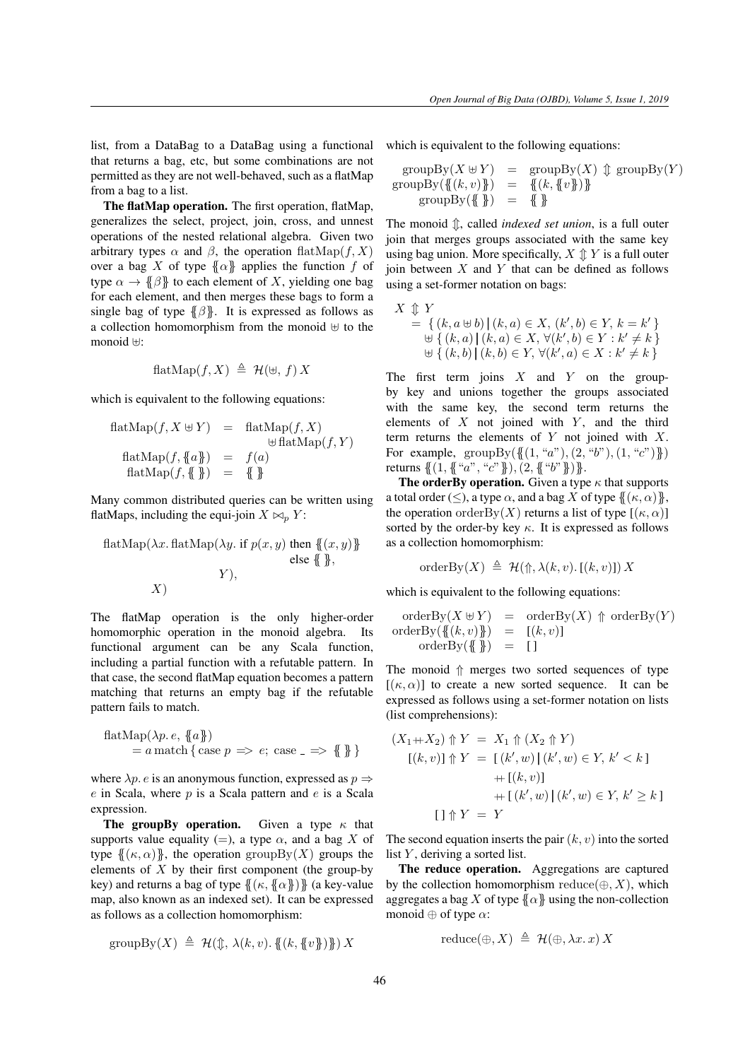list, from a DataBag to a DataBag using a functional that returns a bag, etc, but some combinations are not permitted as they are not well-behaved, such as a flatMap from a bag to a list.

**The flatMap operation.** The first operation, flatMap, generalizes the select, project, join, cross, and unnest operations of the nested relational algebra. Given two arbitrary types $\alpha$ and $\beta$, the operation $\text{flatMap}(f, X)$ over a bag $X$ of type $\{\!\{\alpha\}\!\}$ applies the function $f$ of type $\alpha \to \{\!\{\beta\}\!\}$ to each element of $X$, yielding one bag for each element, and then merges these bags to form a single bag of type $\{\!\{\beta\}\!\}$. It is expressed as follows as a collection homomorphism from the monoid $\uplus$ to the monoid $\uplus$:

$$\text{flatMap}(f, X) \;\triangleq\; \mathcal{H}(\uplus,\, f)\, X$$

which is equivalent to the following equations:

$$\begin{aligned}
\text{flatMap}(f, X \uplus Y) &= \text{flatMap}(f, X) \\
&\quad\; \uplus \text{flatMap}(f, Y) \\
\text{flatMap}(f, \{\!\{a\}\!\}) &= f(a) \\
\text{flatMap}(f, \{\!\{\,\}\!\}) &= \{\!\{\,\}\!\}
\end{aligned}$$

Many common distributed queries can be written using flatMaps, including the equi-join $X \bowtie_p Y$:

$$\begin{aligned}
&\text{flatMap}(\lambda x.\, \text{flatMap}(\lambda y.\ \text{if } p(x,y) \text{ then } \{\!\{(x,y)\}\!\} \\
&\qquad\qquad\qquad\qquad\qquad\qquad\quad \text{else } \{\!\{\,\}\!\}, \\
&\qquad\qquad\qquad\qquad\quad Y), \\
&\qquad\quad X)
\end{aligned}$$

The flatMap operation is the only higher-order homomorphic operation in the monoid algebra. Its functional argument can be any Scala function, including a partial function with a refutable pattern. In that case, the second flatMap equation becomes a pattern matching that returns an empty bag if the refutable pattern fails to match.

$$\begin{aligned}
&\text{flatMap}(\lambda p.\, e,\, \{\!\{a\}\!\}) \\
&\quad = a\, \text{match}\, \{\, \text{case } p \implies e;\ \text{case } \_ \implies \{\!\{\,\}\!\}\, \}
\end{aligned}$$

where $\lambda p.\, e$ is an anonymous function, expressed as $p \Rightarrow e$ in Scala, where $p$ is a Scala pattern and $e$ is a Scala expression.

**The groupBy operation.** Given a type $\kappa$ that supports value equality ($=$), a type $\alpha$, and a bag $X$ of type $\{\!\{(\kappa,\alpha)\}\!\}$, the operation $\text{groupBy}(X)$ groups the elements of $X$ by their first component (the group-by key) and returns a bag of type $\{\!\{(\kappa, \{\!\{\alpha\}\!\})\}\!\}$ (a key-value map, also known as an indexed set). It can be expressed as follows as a collection homomorphism:

$$\text{groupBy}(X) \;\triangleq\; \mathcal{H}(\Updownarrow,\, \lambda(k,v).\, \{\!\{(k, \{\!\{v\}\!\})\}\!\})\, X$$

which is equivalent to the following equations:

$$\begin{aligned}
\text{groupBy}(X \uplus Y) &= \text{groupBy}(X) \Updownarrow \text{groupBy}(Y) \\
\text{groupBy}(\{\!\{(k,v)\}\!\}) &= \{\!\{(k, \{\!\{v\}\!\})\}\!\} \\
\text{groupBy}(\{\!\{\,\}\!\}) &= \{\!\{\,\}\!\}
\end{aligned}$$

The monoid $\Updownarrow$, called *indexed set union*, is a full outer join that merges groups associated with the same key using bag union. More specifically, $X \Updownarrow Y$ is a full outer join between $X$ and $Y$ that can be defined as follows using a set-former notation on bags:

$$\begin{aligned}
X &\Updownarrow Y \\
&= \{\, (k, a \uplus b) \,|\, (k,a) \in X,\, (k',b) \in Y,\, k = k' \,\} \\
&\quad \uplus \{\, (k,a) \,|\, (k,a) \in X,\, \forall (k',b) \in Y : k' \neq k \,\} \\
&\quad \uplus \{\, (k,b) \,|\, (k,b) \in Y,\, \forall (k',a) \in X : k' \neq k \,\}
\end{aligned}$$

The first term joins $X$ and $Y$ on the group-by key and unions together the groups associated with the same key, the second term returns the elements of $X$ not joined with $Y$, and the third term returns the elements of $Y$ not joined with $X$. For example, $\text{groupBy}(\{\!\{(1, \text{“}a\text{”}), (2, \text{“}b\text{”}), (1, \text{“}c\text{”})\}\!\})$ returns $\{\!\{(1, \{\!\{\text{“}a\text{”}, \text{“}c\text{”}\}\!\}), (2, \{\!\{\text{“}b\text{”}\}\!\})\}\!\}$.

**The orderBy operation.** Given a type $\kappa$ that supports a total order ($\leq$), a type $\alpha$, and a bag $X$ of type $\{\!\{(\kappa,\alpha)\}\!\}$, the operation $\text{orderBy}(X)$ returns a list of type $[(\kappa,\alpha)]$ sorted by the order-by key $\kappa$. It is expressed as follows as a collection homomorphism:

$$\text{orderBy}(X) \;\triangleq\; \mathcal{H}(\Uparrow, \lambda(k,v).\, [(k,v)])\, X$$

which is equivalent to the following equations:

$$\begin{aligned}
\text{orderBy}(X \uplus Y) &= \text{orderBy}(X) \Uparrow \text{orderBy}(Y) \\
\text{orderBy}(\{\!\{(k,v)\}\!\}) &= [(k,v)] \\
\text{orderBy}(\{\!\{\,\}\!\}) &= [\,]
\end{aligned}$$

The monoid $\Uparrow$ merges two sorted sequences of type $[(\kappa,\alpha)]$ to create a new sorted sequence. It can be expressed as follows using a set-former notation on lists (list comprehensions):

$$\begin{aligned}
(X_1 \mathbin{+\!\!+} X_2) \Uparrow Y &= X_1 \Uparrow (X_2 \Uparrow Y) \\
[(k,v)] \Uparrow Y &= [\, (k',w) \,|\, (k',w) \in Y,\, k' < k\, ] \\
&\quad \mathbin{+\!\!+} [(k,v)] \\
&\quad \mathbin{+\!\!+} [\, (k',w) \,|\, (k',w) \in Y,\, k' \geq k\, ] \\
[\,] \Uparrow Y &= Y
\end{aligned}$$

The second equation inserts the pair $(k,v)$ into the sorted list $Y$, deriving a sorted list.

**The reduce operation.** Aggregations are captured by the collection homomorphism $\text{reduce}(\oplus, X)$, which aggregates a bag $X$ of type $\{\!\{\alpha\}\!\}$ using the non-collection monoid $\oplus$ of type $\alpha$:

$$\text{reduce}(\oplus, X) \;\triangleq\; \mathcal{H}(\oplus, \lambda x.\, x)\, X$$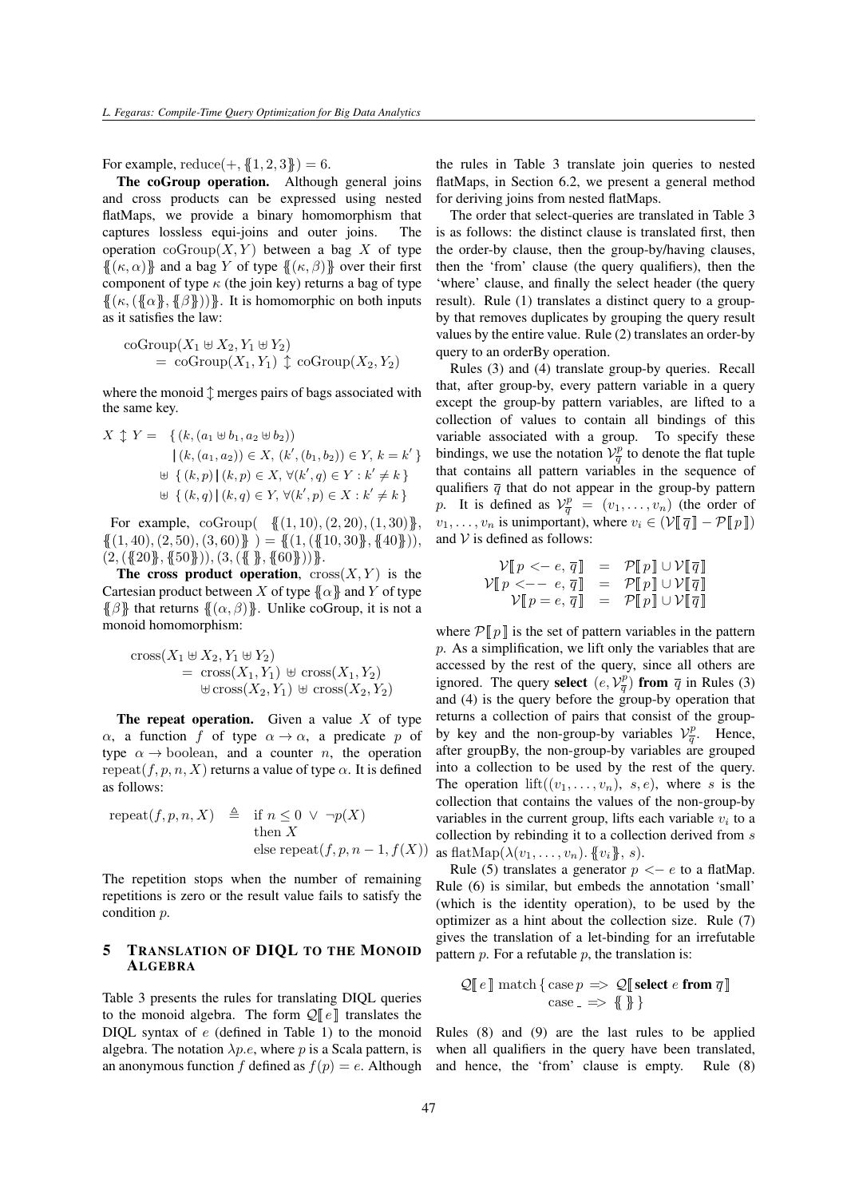For example, $\text{reduce}(+, \{\!\{1,2,3\}\!\}) = 6$.

**The coGroup operation.** Although general joins and cross products can be expressed using nested flatMaps, we provide a binary homomorphism that captures lossless equi-joins and outer joins. The operation $\text{coGroup}(X, Y)$ between a bag $X$ of type $\{\!\{(\kappa, \alpha)\}\!\}$ and a bag $Y$ of type $\{\!\{(\kappa, \beta)\}\!\}$ over their first component of type $\kappa$ (the join key) returns a bag of type $\{\!\{(\kappa, (\{\!\{\alpha\}\!\}, \{\!\{\beta\}\!\}))\}\!\}$. It is homomorphic on both inputs as it satisfies the law:

$$\begin{aligned} &\text{coGroup}(X_1 \uplus X_2, Y_1 \uplus Y_2) \\ &\quad = \text{coGroup}(X_1, Y_1) \updownarrow \text{coGroup}(X_2, Y_2) \end{aligned}$$

where the monoid $\updownarrow$ merges pairs of bags associated with the same key.

$$\begin{aligned} X \updownarrow Y = \; & \{ (k, (a_1 \uplus b_1, a_2 \uplus b_2)) \\ & \;\; | \, (k, (a_1, a_2)) \in X, \, (k', (b_1, b_2)) \in Y, \, k = k' \} \\ & \uplus \; \{ (k, p) \, | \, (k, p) \in X, \, \forall (k', q) \in Y : k' \neq k \} \\ & \uplus \; \{ (k, q) \, | \, (k, q) \in Y, \, \forall (k', p) \in X : k' \neq k \} \end{aligned}$$

For example, $\text{coGroup}(\;\{\!\{(1,10),(2,20),(1,30)\}\!\}, \{\!\{(1,40),(2,50),(3,60)\}\!\}\;) = \{\!\{(1, (\{\!\{10,30\}\!\}, \{\!\{40\}\!\})), (2, (\{\!\{20\}\!\}, \{\!\{50\}\!\})), (3, (\{\!\{\,\}\!\}, \{\!\{60\}\!\}))\}\!\}$.

**The cross product operation**, $\text{cross}(X, Y)$ is the Cartesian product between $X$ of type $\{\!\{\alpha\}\!\}$ and $Y$ of type $\{\!\{\beta\}\!\}$ that returns $\{\!\{(\alpha, \beta)\}\!\}$. Unlike coGroup, it is not a monoid homomorphism:

$$\begin{aligned} &\text{cross}(X_1 \uplus X_2, Y_1 \uplus Y_2) \\ &\quad = \text{cross}(X_1, Y_1) \uplus \text{cross}(X_1, Y_2) \\ &\quad\quad \uplus \text{cross}(X_2, Y_1) \uplus \text{cross}(X_2, Y_2) \end{aligned}$$

**The repeat operation.** Given a value $X$ of type $\alpha$, a function $f$ of type $\alpha \to \alpha$, a predicate $p$ of type $\alpha \to \text{boolean}$, and a counter $n$, the operation $\text{repeat}(f, p, n, X)$ returns a value of type $\alpha$. It is defined as follows:

$$\begin{aligned} \text{repeat}(f, p, n, X) \;\; \triangleq \;\; & \text{if } n \leq 0 \;\vee\; \neg p(X) \\ & \text{then } X \\ & \text{else repeat}(f, p, n-1, f(X)) \end{aligned}$$

The repetition stops when the number of remaining repetitions is zero or the result value fails to satisfy the condition $p$.

## 5 TRANSLATION OF DIQL TO THE MONOID ALGEBRA

Table 3 presents the rules for translating DIQL queries to the monoid algebra. The form $\mathcal{Q}[\![\, e \,]\!]$ translates the DIQL syntax of $e$ (defined in Table 1) to the monoid algebra. The notation $\lambda p.e$, where $p$ is a Scala pattern, is an anonymous function $f$ defined as $f(p) = e$. Although the rules in Table 3 translate join queries to nested flatMaps, in Section 6.2, we present a general method for deriving joins from nested flatMaps.

The order that select-queries are translated in Table 3 is as follows: the distinct clause is translated first, then the order-by clause, then the group-by/having clauses, then the 'from' clause (the query qualifiers), then the 'where' clause, and finally the select header (the query result). Rule (1) translates a distinct query to a group-by that removes duplicates by grouping the query result values by the entire value. Rule (2) translates an order-by query to an orderBy operation.

Rules (3) and (4) translate group-by queries. Recall that, after group-by, every pattern variable in a query except the group-by pattern variables, are lifted to a collection of values to contain all bindings of this variable associated with a group. To specify these bindings, we use the notation $\mathcal{V}^p_{\overline{q}}$ to denote the flat tuple that contains all pattern variables in the sequence of qualifiers $\overline{q}$ that do not appear in the group-by pattern $p$. It is defined as $\mathcal{V}^p_{\overline{q}} = (v_1, \ldots, v_n)$ (the order of $v_1, \ldots, v_n$ is unimportant), where $v_i \in (\mathcal{V}[\![\, \overline{q} \,]\!] - \mathcal{P}[\![\, p \,]\!])$ and $\mathcal{V}$ is defined as follows:

$$\begin{aligned} \mathcal{V}[\![\, p <\!-\; e, \, \overline{q} \,]\!] \;&=\; \mathcal{P}[\![\, p \,]\!] \cup \mathcal{V}[\![\, \overline{q} \,]\!] \\ \mathcal{V}[\![\, p <\!-\!-\; e, \, \overline{q} \,]\!] \;&=\; \mathcal{P}[\![\, p \,]\!] \cup \mathcal{V}[\![\, \overline{q} \,]\!] \\ \mathcal{V}[\![\, p = e, \, \overline{q} \,]\!] \;&=\; \mathcal{P}[\![\, p \,]\!] \cup \mathcal{V}[\![\, \overline{q} \,]\!] \end{aligned}$$

where $\mathcal{P}[\![\, p \,]\!]$ is the set of pattern variables in the pattern $p$. As a simplification, we lift only the variables that are accessed by the rest of the query, since all others are ignored. The query **select** $(e, \mathcal{V}^p_{\overline{q}})$ **from** $\overline{q}$ in Rules (3) and (4) is the query before the group-by operation that returns a collection of pairs that consist of the group-by key and the non-group-by variables $\mathcal{V}^p_{\overline{q}}$. Hence, after groupBy, the non-group-by variables are grouped into a collection to be used by the rest of the query. The operation $\text{lift}((v_1, \ldots, v_n), \; s, e)$, where $s$ is the collection that contains the values of the non-group-by variables in the current group, lifts each variable $v_i$ to a collection by rebinding it to a collection derived from $s$ as $\text{flatMap}(\lambda(v_1, \ldots, v_n).\, \{\!\{v_i\}\!\}, \; s)$.

Rule (5) translates a generator $p <\!-\; e$ to a flatMap. Rule (6) is similar, but embeds the annotation 'small' (which is the identity operation), to be used by the optimizer as a hint about the collection size. Rule (7) gives the translation of a let-binding for an irrefutable pattern $p$. For a refutable $p$, the translation is:

$$\begin{aligned} \mathcal{Q}[\![\, e \,]\!] \; \text{match} \, \{ \, & \text{case} \; p \; => \; \mathcal{Q}[\![\, \textbf{select} \; e \; \textbf{from} \; \overline{q} \,]\!] \\ & \text{case} \; \_ \; => \; \{\!\{\,\}\!\} \, \} \end{aligned}$$

Rules (8) and (9) are the last rules to be applied when all qualifiers in the query have been translated, and hence, the 'from' clause is empty. Rule (8)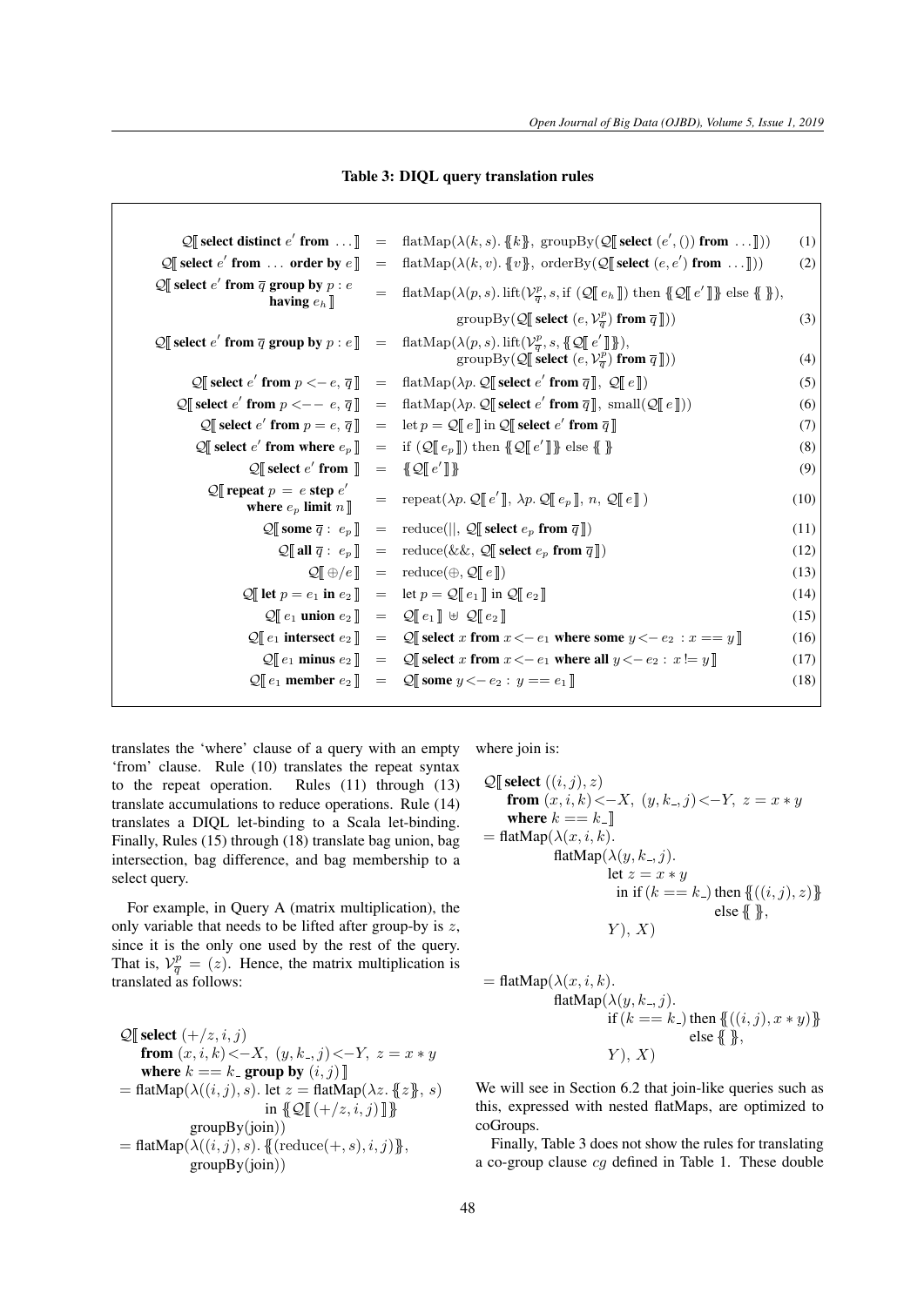**Table 3: DIQL query translation rules**

$$
\begin{array}{rcll}
\mathcal{Q}[\![\, \textbf{select distinct } e' \textbf{ from } \ldots ]\!] & = & \text{flatMap}(\lambda(k,s).\, \{\!\{k\}\!\},\ \text{groupBy}(\mathcal{Q}[\![\, \textbf{select } (e',()) \textbf{ from } \ldots ]\!])) & (1)\\
\mathcal{Q}[\![\, \textbf{select } e' \textbf{ from } \ldots \textbf{ order by } e ]\!] & = & \text{flatMap}(\lambda(k,v).\, \{\!\{v\}\!\},\ \text{orderBy}(\mathcal{Q}[\![\, \textbf{select } (e,e') \textbf{ from } \ldots ]\!])) & (2)\\
\mathcal{Q}[\![\, \textbf{select } e' \textbf{ from } \overline{q} \textbf{ group by } p:e \textbf{ having } e_h ]\!] & = & \text{flatMap}(\lambda(p,s).\, \text{lift}(\mathcal{V}^p_{\overline{q}}, s, \text{if } (\mathcal{Q}[\![\, e_h ]\!]) \text{ then } \{\!\{\mathcal{Q}[\![\, e' ]\!]\}\!\} \text{ else } \{\!\{\,\}\!\}), & \\
 & & \quad \text{groupBy}(\mathcal{Q}[\![\, \textbf{select } (e, \mathcal{V}^p_{\overline{q}}) \textbf{ from } \overline{q} ]\!])) & (3)\\
\mathcal{Q}[\![\, \textbf{select } e' \textbf{ from } \overline{q} \textbf{ group by } p:e ]\!] & = & \text{flatMap}(\lambda(p,s).\, \text{lift}(\mathcal{V}^p_{\overline{q}}, s, \{\!\{\mathcal{Q}[\![\, e' ]\!]\}\!\}), & \\
 & & \quad \text{groupBy}(\mathcal{Q}[\![\, \textbf{select } (e, \mathcal{V}^p_{\overline{q}}) \textbf{ from } \overline{q} ]\!])) & (4)\\
\mathcal{Q}[\![\, \textbf{select } e' \textbf{ from } p <\!-\, e,\ \overline{q} ]\!] & = & \text{flatMap}(\lambda p.\, \mathcal{Q}[\![\, \textbf{select } e' \textbf{ from } \overline{q} ]\!],\ \mathcal{Q}[\![\, e ]\!]) & (5)\\
\mathcal{Q}[\![\, \textbf{select } e' \textbf{ from } p <\!--\, e,\ \overline{q} ]\!] & = & \text{flatMap}(\lambda p.\, \mathcal{Q}[\![\, \textbf{select } e' \textbf{ from } \overline{q} ]\!],\ \text{small}(\mathcal{Q}[\![\, e ]\!])) & (6)\\
\mathcal{Q}[\![\, \textbf{select } e' \textbf{ from } p = e,\ \overline{q} ]\!] & = & \text{let } p = \mathcal{Q}[\![\, e ]\!] \text{ in } \mathcal{Q}[\![\, \textbf{select } e' \textbf{ from } \overline{q} ]\!] & (7)\\
\mathcal{Q}[\![\, \textbf{select } e' \textbf{ from where } e_p ]\!] & = & \text{if } (\mathcal{Q}[\![\, e_p ]\!]) \text{ then } \{\!\{\mathcal{Q}[\![\, e' ]\!]\}\!\} \text{ else } \{\!\{\,\}\!\} & (8)\\
\mathcal{Q}[\![\, \textbf{select } e' \textbf{ from } ]\!] & = & \{\!\{\mathcal{Q}[\![\, e' ]\!]\}\!\} & (9)\\
\mathcal{Q}[\![\, \textbf{repeat } p = e \textbf{ step } e' \textbf{ where } e_p \textbf{ limit } n ]\!] & = & \text{repeat}(\lambda p.\, \mathcal{Q}[\![\, e' ]\!],\ \lambda p.\, \mathcal{Q}[\![\, e_p ]\!],\ n,\ \mathcal{Q}[\![\, e ]\!]\,) & (10)\\
\mathcal{Q}[\![\, \textbf{some } \overline{q}:\ e_p ]\!] & = & \text{reduce}(||,\ \mathcal{Q}[\![\, \textbf{select } e_p \textbf{ from } \overline{q} ]\!]) & (11)\\
\mathcal{Q}[\![\, \textbf{all } \overline{q}:\ e_p ]\!] & = & \text{reduce}(\&\&,\ \mathcal{Q}[\![\, \textbf{select } e_p \textbf{ from } \overline{q} ]\!]) & (12)\\
\mathcal{Q}[\![\, \oplus/e ]\!] & = & \text{reduce}(\oplus,\ \mathcal{Q}[\![\, e ]\!]) & (13)\\
\mathcal{Q}[\![\, \textbf{let } p = e_1 \textbf{ in } e_2 ]\!] & = & \text{let } p = \mathcal{Q}[\![\, e_1 ]\!] \text{ in } \mathcal{Q}[\![\, e_2 ]\!] & (14)\\
\mathcal{Q}[\![\, e_1 \textbf{ union } e_2 ]\!] & = & \mathcal{Q}[\![\, e_1 ]\!] \uplus \mathcal{Q}[\![\, e_2 ]\!] & (15)\\
\mathcal{Q}[\![\, e_1 \textbf{ intersect } e_2 ]\!] & = & \mathcal{Q}[\![\, \textbf{select } x \textbf{ from } x <\!-\, e_1 \textbf{ where some } y <\!-\, e_2 : x == y ]\!] & (16)\\
\mathcal{Q}[\![\, e_1 \textbf{ minus } e_2 ]\!] & = & \mathcal{Q}[\![\, \textbf{select } x \textbf{ from } x <\!-\, e_1 \textbf{ where all } y <\!-\, e_2 : x \mathrel{!}= y ]\!] & (17)\\
\mathcal{Q}[\![\, e_1 \textbf{ member } e_2 ]\!] & = & \mathcal{Q}[\![\, \textbf{some } y <\!-\, e_2 : y == e_1 ]\!] & (18)
\end{array}
$$

translates the 'where' clause of a query with an empty 'from' clause. Rule (10) translates the repeat syntax to the repeat operation. Rules (11) through (13) translate accumulations to reduce operations. Rule (14) translates a DIQL let-binding to a Scala let-binding. Finally, Rules (15) through (18) translate bag union, bag intersection, bag difference, and bag membership to a select query.

For example, in Query A (matrix multiplication), the only variable that needs to be lifted after group-by is $z$, since it is the only one used by the rest of the query. That is, $\mathcal{V}^p_{\overline{q}} = (z)$. Hence, the matrix multiplication is translated as follows:

$$
\begin{array}{l}
\mathcal{Q}[\![\, \textbf{select } (+/z, i, j) \\
\quad \textbf{from } (x,i,k) <\!-X,\ (y,k\_,j) <\!-Y,\ z = x * y \\
\quad \textbf{where } k == k\_ \textbf{ group by } (i,j) ]\!] \\
= \text{flatMap}(\lambda((i,j),s).\ \text{let } z = \text{flatMap}(\lambda z.\, \{\!\{z\}\!\},\ s) \\
\qquad\qquad\qquad \text{in } \{\!\{\mathcal{Q}[\![\, (+/z, i, j) ]\!]\}\!\} \\
\qquad\quad \text{groupBy}(\text{join})) \\
= \text{flatMap}(\lambda((i,j),s).\, \{\!\{(\text{reduce}(+,s), i, j)\}\!\}, \\
\qquad\quad \text{groupBy}(\text{join}))
\end{array}
$$

where join is:

$$
\begin{array}{l}
\mathcal{Q}[\![\, \textbf{select } ((i,j),z) \\
\quad \textbf{from } (x,i,k) <\!-X,\ (y,k\_,j) <\!-Y,\ z = x * y \\
\quad \textbf{where } k == k\_ ]\!] \\
= \text{flatMap}(\lambda(x,i,k). \\
\qquad \text{flatMap}(\lambda(y,k\_,j). \\
\qquad\qquad \text{let } z = x * y \\
\qquad\qquad\quad \text{in if } (k == k\_) \text{ then } \{\!\{((i,j),z)\}\!\} \\
\qquad\qquad\qquad\qquad \text{else } \{\!\{\,\}\!\}, \\
\qquad\qquad Y),\ X)
\end{array}
$$

$$
\begin{array}{l}
= \text{flatMap}(\lambda(x,i,k). \\
\qquad \text{flatMap}(\lambda(y,k\_,j). \\
\qquad\qquad \text{if } (k == k\_) \text{ then } \{\!\{((i,j), x * y)\}\!\} \\
\qquad\qquad\qquad \text{else } \{\!\{\,\}\!\}, \\
\qquad\qquad Y),\ X)
\end{array}
$$

We will see in Section 6.2 that join-like queries such as this, expressed with nested flatMaps, are optimized to coGroups.

Finally, Table 3 does not show the rules for translating a co-group clause $cg$ defined in Table 1. These double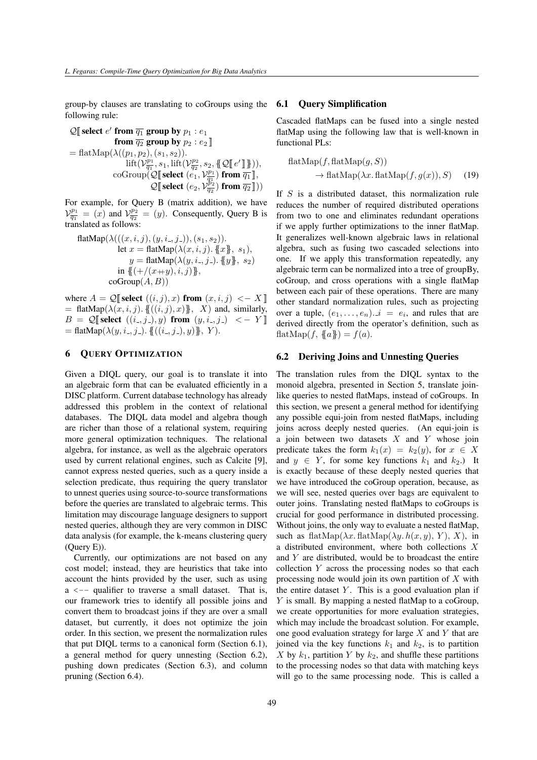group-by clauses are translating to coGroups using the following rule:

$$
\begin{aligned}
&\mathcal{Q}[\![\,\textbf{select } e' \textbf{ from } \overline{q_1} \textbf{ group by } p_1 : e_1 \\
&\qquad\qquad \textbf{from } \overline{q_2} \textbf{ group by } p_2 : e_2\,]\!] \\
&= \text{flatMap}(\lambda((p_1, p_2), (s_1, s_2)). \\
&\qquad\qquad \text{lift}(\mathcal{V}^{p_1}_{\overline{q_1}}, s_1, \text{lift}(\mathcal{V}^{p_2}_{\overline{q_2}}, s_2, \{\!\{\, \mathcal{Q}[\![\, e' \,]\!] \,\}\!\})), \\
&\qquad\qquad \text{coGroup}(\mathcal{Q}[\![\, \textbf{select } (e_1, \mathcal{V}^{p_1}_{\overline{q_1}}) \textbf{ from } \overline{q_1} \,]\!], \\
&\qquad\qquad\qquad \mathcal{Q}[\![\, \textbf{select } (e_2, \mathcal{V}^{p_2}_{\overline{q_2}}) \textbf{ from } \overline{q_2} \,]\!]))
\end{aligned}
$$

For example, for Query B (matrix addition), we have $\mathcal{V}^{p_1}_{\overline{q_1}} = (x)$ and $\mathcal{V}^{p_2}_{\overline{q_2}} = (y)$. Consequently, Query B is translated as follows:

$$
\begin{aligned}
&\text{flatMap}(\lambda(((x,i,j),(y,i\_,j\_)),(s_1,s_2)). \\
&\qquad \text{let } x = \text{flatMap}(\lambda(x,i,j).\, \{\!\{x\}\!\},\ s_1), \\
&\qquad\quad\ \ y = \text{flatMap}(\lambda(y,i\_,j\_).\, \{\!\{y\}\!\},\ s_2) \\
&\qquad \text{in } \{\!\{(+/(x{+\!\!+}y), i, j)\}\!\}, \\
&\qquad \text{coGroup}(A, B))
\end{aligned}
$$

where $A = \mathcal{Q}[\![\,\textbf{select } ((i,j),x) \textbf{ from } (x,i,j) <- X\,]\!]$ $=$ flatMap$(\lambda(x,i,j).\, \{\!\{((i,j),x)\}\!\},\ X)$ and, similarly, $B = \mathcal{Q}[\![\,\textbf{select } ((i\_,j\_),y) \textbf{ from } (y,i\_,j\_) <- Y\,]\!]$ $=$ flatMap$(\lambda(y,i\_,j\_).\, \{\!\{((i\_,j\_),y)\}\!\},\ Y)$.

## 6 Query Optimization

Given a DIQL query, our goal is to translate it into an algebraic form that can be evaluated efficiently in a DISC platform. Current database technology has already addressed this problem in the context of relational databases. The DIQL data model and algebra though are richer than those of a relational system, requiring more general optimization techniques. The relational algebra, for instance, as well as the algebraic operators used by current relational engines, such as Calcite [9], cannot express nested queries, such as a query inside a selection predicate, thus requiring the query translator to unnest queries using source-to-source transformations before the queries are translated to algebraic terms. This limitation may discourage language designers to support nested queries, although they are very common in DISC data analysis (for example, the k-means clustering query (Query E)).

Currently, our optimizations are not based on any cost model; instead, they are heuristics that take into account the hints provided by the user, such as using a <-- qualifier to traverse a small dataset. That is, our framework tries to identify all possible joins and convert them to broadcast joins if they are over a small dataset, but currently, it does not optimize the join order. In this section, we present the normalization rules that put DIQL terms to a canonical form (Section 6.1), a general method for query unnesting (Section 6.2), pushing down predicates (Section 6.3), and column pruning (Section 6.4).

### 6.1 Query Simplification

Cascaded flatMaps can be fused into a single nested flatMap using the following law that is well-known in functional PLs:

$$
\begin{aligned}
&\text{flatMap}(f, \text{flatMap}(g, S)) \\
&\qquad \rightarrow \text{flatMap}(\lambda x.\, \text{flatMap}(f, g(x)), S) \qquad (19)
\end{aligned}
$$

If $S$ is a distributed dataset, this normalization rule reduces the number of required distributed operations from two to one and eliminates redundant operations if we apply further optimizations to the inner flatMap. It generalizes well-known algebraic laws in relational algebra, such as fusing two cascaded selections into one. If we apply this transformation repeatedly, any algebraic term can be normalized into a tree of groupBy, coGroup, and cross operations with a single flatMap between each pair of these operations. There are many other standard normalization rules, such as projecting over a tuple, $(e_1, \ldots, e_n).\_i = e_i$, and rules that are derived directly from the operator's definition, such as flatMap$(f, \{\!\{a\}\!\}) = f(a)$.

### 6.2 Deriving Joins and Unnesting Queries

The translation rules from the DIQL syntax to the monoid algebra, presented in Section 5, translate join-like queries to nested flatMaps, instead of coGroups. In this section, we present a general method for identifying any possible equi-join from nested flatMaps, including joins across deeply nested queries. (An equi-join is a join between two datasets $X$ and $Y$ whose join predicate takes the form $k_1(x) = k_2(y)$, for $x \in X$ and $y \in Y$, for some key functions $k_1$ and $k_2$.) It is exactly because of these deeply nested queries that we have introduced the coGroup operation, because, as we will see, nested queries over bags are equivalent to outer joins. Translating nested flatMaps to coGroups is crucial for good performance in distributed processing. Without joins, the only way to evaluate a nested flatMap, such as flatMap$(\lambda x.\, \text{flatMap}(\lambda y.\, h(x,y),\ Y),\ X)$, in a distributed environment, where both collections $X$ and $Y$ are distributed, would be to broadcast the entire collection $Y$ across the processing nodes so that each processing node would join its own partition of $X$ with the entire dataset $Y$. This is a good evaluation plan if $Y$ is small. By mapping a nested flatMap to a coGroup, we create opportunities for more evaluation strategies, which may include the broadcast solution. For example, one good evaluation strategy for large $X$ and $Y$ that are joined via the key functions $k_1$ and $k_2$, is to partition $X$ by $k_1$, partition $Y$ by $k_2$, and shuffle these partitions to the processing nodes so that data with matching keys will go to the same processing node. This is called a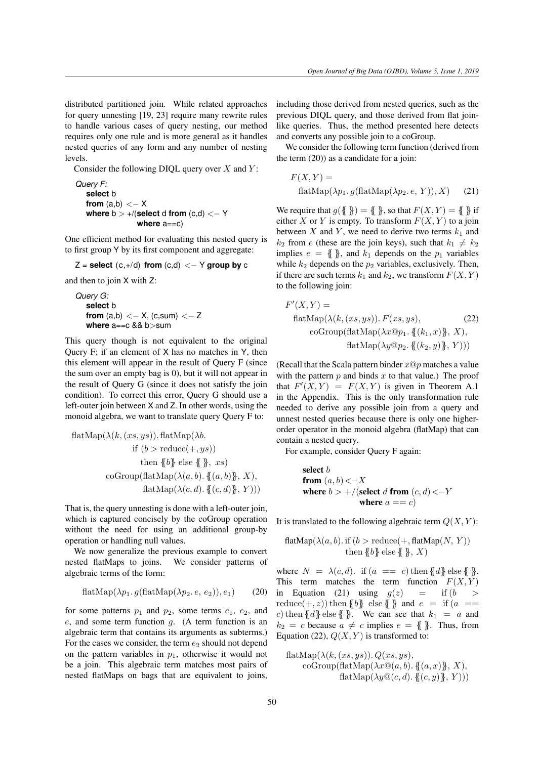distributed partitioned join. While related approaches for query unnesting [19, 23] require many rewrite rules to handle various cases of query nesting, our method requires only one rule and is more general as it handles nested queries of any form and any number of nesting levels.

Consider the following DIQL query over $X$ and $Y$:

```
Query F:
   select b
   from (a,b) <− X
   where b > +/(select d from (c,d) <− Y
                  where a==c)
```

One efficient method for evaluating this nested query is to first group Y by its first component and aggregate:

```
Z = select (c,+/d) from (c,d) <− Y group by c
```

and then to join X with Z:

```
Query G:
   select b
   from (a,b) <− X, (c,sum) <− Z
   where a==c && b>sum
```

This query though is not equivalent to the original Query F; if an element of X has no matches in Y, then this element will appear in the result of Query F (since the sum over an empty bag is 0), but it will not appear in the result of Query G (since it does not satisfy the join condition). To correct this error, Query G should use a left-outer join between X and Z. In other words, using the monoid algebra, we want to translate query Query F to:

$$\begin{aligned}
&\text{flatMap}(\lambda(k,(xs,ys)).\,\text{flatMap}(\lambda b.\\
&\qquad\text{if } (b > \text{reduce}(+,ys))\\
&\qquad\quad\text{then } \{\!\{b\}\!\} \text{ else } \{\!\{\,\}\!\},\ xs)\\
&\quad\text{coGroup}(\text{flatMap}(\lambda(a,b).\,\{\!\{(a,b)\}\!\},\ X),\\
&\qquad\quad\text{flatMap}(\lambda(c,d).\,\{\!\{(c,d)\}\!\},\ Y)))
\end{aligned}$$

That is, the query unnesting is done with a left-outer join, which is captured concisely by the coGroup operation without the need for using an additional group-by operation or handling null values.

We now generalize the previous example to convert nested flatMaps to joins. We consider patterns of algebraic terms of the form:

$$\text{flatMap}(\lambda p_1.\,g(\text{flatMap}(\lambda p_2.\,e,\ e_2)), e_1) \tag{20}$$

for some patterns $p_1$ and $p_2$, some terms $e_1$, $e_2$, and $e$, and some term function $g$. (A term function is an algebraic term that contains its arguments as subterms.) For the cases we consider, the term $e_2$ should not depend on the pattern variables in $p_1$, otherwise it would not be a join. This algebraic term matches most pairs of nested flatMaps on bags that are equivalent to joins, including those derived from nested queries, such as the previous DIQL query, and those derived from flat join-like queries. Thus, the method presented here detects and converts any possible join to a coGroup.

We consider the following term function (derived from the term (20)) as a candidate for a join:

$$\begin{aligned}
&F(X,Y) =\\
&\quad\text{flatMap}(\lambda p_1.\,g(\text{flatMap}(\lambda p_2.\,e,\ Y)), X)
\end{aligned} \tag{21}$$

We require that $g(\{\!\{\,\}\!\}) = \{\!\{\,\}\!\}$, so that $F(X,Y) = \{\!\{\,\}\!\}$ if either $X$ or $Y$ is empty. To transform $F(X,Y)$ to a join between $X$ and $Y$, we need to derive two terms $k_1$ and $k_2$ from $e$ (these are the join keys), such that $k_1 \neq k_2$ implies $e = \{\!\{\,\}\!\}$, and $k_1$ depends on the $p_1$ variables while $k_2$ depends on the $p_2$ variables, exclusively. Then, if there are such terms $k_1$ and $k_2$, we transform $F(X,Y)$ to the following join:

$$\begin{aligned}
&F'(X,Y) =\\
&\quad\text{flatMap}(\lambda(k,(xs,ys)).\,F(xs,ys),\\
&\qquad\text{coGroup}(\text{flatMap}(\lambda x@p_1.\,\{\!\{(k_1,x)\}\!\},\ X),\\
&\qquad\quad\text{flatMap}(\lambda y@p_2.\,\{\!\{(k_2,y)\}\!\},\ Y)))
\end{aligned} \tag{22}$$

(Recall that the Scala pattern binder $x@p$ matches a value with the pattern $p$ and binds $x$ to that value.) The proof that $F'(X,Y) = F(X,Y)$ is given in Theorem A.1 in the Appendix. This is the only transformation rule needed to derive any possible join from a query and unnest nested queries because there is only one higher-order operator in the monoid algebra (flatMap) that can contain a nested query.

For example, consider Query F again:

> **select** $b$
> **from** $(a,b) {<-} X$
> **where** $b > +/($**select** $d$ **from** $(c,d) {<-} Y$
> **where** $a == c)$

It is translated to the following algebraic term $Q(X,Y)$:

$$\begin{aligned}
&\text{flatMap}(\lambda(a,b).\,\text{if } (b > \text{reduce}(+, \text{flatMap}(N,\ Y))\\
&\qquad\quad\text{then } \{\!\{b\}\!\} \text{ else } \{\!\{\,\}\!\},\ X)
\end{aligned}$$

where $N = \lambda(c,d).\ \text{if } (a == c) \text{ then } \{\!\{d\}\!\} \text{ else } \{\!\{\,\}\!\}$. This term matches the term function $F(X,Y)$ in Equation (21) using $g(z) = \text{if } (b > \text{reduce}(+,z)) \text{ then } \{\!\{b\}\!\} \text{ else } \{\!\{\,\}\!\}$ and $e = \text{if } (a == c) \text{ then } \{\!\{d\}\!\} \text{ else } \{\!\{\,\}\!\}$. We can see that $k_1 = a$ and $k_2 = c$ because $a \neq c$ implies $e = \{\!\{\,\}\!\}$. Thus, from Equation (22), $Q(X,Y)$ is transformed to:

$$\begin{aligned}
&\text{flatMap}(\lambda(k,(xs,ys)).\,Q(xs,ys),\\
&\quad\text{coGroup}(\text{flatMap}(\lambda x@(a,b).\,\{\!\{(a,x)\}\!\},\ X),\\
&\qquad\text{flatMap}(\lambda y@(c,d).\,\{\!\{(c,y)\}\!\},\ Y)))
\end{aligned}$$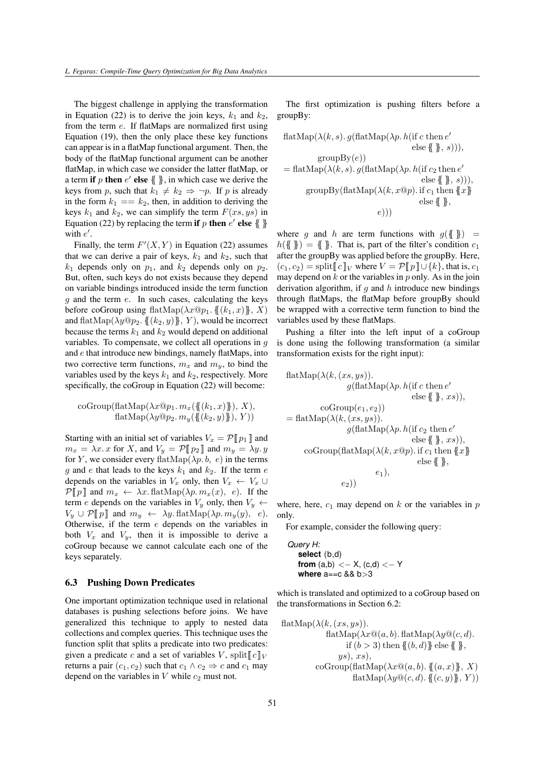The biggest challenge in applying the transformation in Equation (22) is to derive the join keys, $k_1$ and $k_2$, from the term $e$. If flatMaps are normalized first using Equation (19), then the only place these key functions can appear is in a flatMap functional argument. Then, the body of the flatMap functional argument can be another flatMap, in which case we consider the latter flatMap, or a term **if** $p$ **then** $e'$ **else** $\{\!\{\,\}\!\}$, in which case we derive the keys from $p$, such that $k_1 \neq k_2 \Rightarrow \neg p$. If $p$ is already in the form $k_1 == k_2$, then, in addition to deriving the keys $k_1$ and $k_2$, we can simplify the term $F(xs, ys)$ in Equation (22) by replacing the term **if** $p$ **then** $e'$ **else** $\{\!\{\,\}\!\}$ with $e'$.

Finally, the term $F'(X, Y)$ in Equation (22) assumes that we can derive a pair of keys, $k_1$ and $k_2$, such that $k_1$ depends only on $p_1$, and $k_2$ depends only on $p_2$. But, often, such keys do not exists because they depend on variable bindings introduced inside the term function $g$ and the term $e$. In such cases, calculating the keys before coGroup using $\text{flatMap}(\lambda x@p_1.\, \{\!\{(k_1, x)\}\!\},\, X)$ and $\text{flatMap}(\lambda y@p_2.\, \{\!\{(k_2, y)\}\!\},\, Y)$, would be incorrect because the terms $k_1$ and $k_2$ would depend on additional variables. To compensate, we collect all operations in $g$ and $e$ that introduce new bindings, namely flatMaps, into two corrective term functions, $m_x$ and $m_y$, to bind the variables used by the keys $k_1$ and $k_2$, respectively. More specifically, the coGroup in Equation (22) will become:

$$\begin{aligned}&\text{coGroup}(\text{flatMap}(\lambda x@p_1.\, m_x(\{\!\{(k_1, x)\}\!\}),\, X),\\ &\qquad\qquad \text{flatMap}(\lambda y@p_2.\, m_y(\{\!\{(k_2, y)\}\!\}),\, Y))\end{aligned}$$

Starting with an initial set of variables $V_x = \mathcal{P}[\![\, p_1 \,]\!]$ and $m_x = \lambda x.\, x$ for $X$, and $V_y = \mathcal{P}[\![\, p_2 \,]\!]$ and $m_y = \lambda y.\, y$ for $Y$, we consider every $\text{flatMap}(\lambda p.\, b,\ e)$ in the terms $g$ and $e$ that leads to the keys $k_1$ and $k_2$. If the term $e$ depends on the variables in $V_x$ only, then $V_x \leftarrow V_x \cup \mathcal{P}[\![\, p \,]\!]$ and $m_x \leftarrow \lambda x.\, \text{flatMap}(\lambda p.\, m_x(x),\ e)$. If the term $e$ depends on the variables in $V_y$ only, then $V_y \leftarrow V_y \cup \mathcal{P}[\![\, p \,]\!]$ and $m_y \leftarrow \lambda y.\, \text{flatMap}(\lambda p.\, m_y(y),\ e)$. Otherwise, if the term $e$ depends on the variables in both $V_x$ and $V_y$, then it is impossible to derive a coGroup because we cannot calculate each one of the keys separately.

### 6.3 Pushing Down Predicates

One important optimization technique used in relational databases is pushing selections before joins. We have generalized this technique to apply to nested data collections and complex queries. This technique uses the function split that splits a predicate into two predicates: given a predicate $c$ and a set of variables $V$, $\text{split}[\![\, c \,]\!]_V$ returns a pair $(c_1, c_2)$ such that $c_1 \wedge c_2 \Rightarrow c$ and $c_1$ may depend on the variables in $V$ while $c_2$ must not.

The first optimization is pushing filters before a groupBy:

$$\begin{aligned}&\text{flatMap}(\lambda(k, s).\, g(\text{flatMap}(\lambda p.\, h(\text{if } c \text{ then } e'\ \text{else } \{\!\{\,\}\!\},\, s))),\\ &\qquad \text{groupBy}(e))\\ &= \text{flatMap}(\lambda(k, s).\, g(\text{flatMap}(\lambda p.\, h(\text{if } c_2 \text{ then } e'\ \text{else } \{\!\{\,\}\!\},\, s))),\\ &\qquad \text{groupBy}(\text{flatMap}(\lambda(k, x@p).\, \text{if } c_1 \text{ then } \{\!\{x\}\!\}\ \text{else } \{\!\{\,\}\!\},\\ &\qquad\qquad e)))\end{aligned}$$

where $g$ and $h$ are term functions with $g(\{\!\{\,\}\!\}) = h(\{\!\{\,\}\!\}) = \{\!\{\,\}\!\}$. That is, part of the filter's condition $c_1$ after the groupBy was applied before the groupBy. Here, $(c_1, c_2) = \text{split}[\![\, c \,]\!]_V$ where $V = \mathcal{P}[\![\, p \,]\!] \cup \{k\}$, that is, $c_1$ may depend on $k$ or the variables in $p$ only. As in the join derivation algorithm, if $g$ and $h$ introduce new bindings through flatMaps, the flatMap before groupBy should be wrapped with a corrective term function to bind the variables used by these flatMaps.

Pushing a filter into the left input of a coGroup is done using the following transformation (a similar transformation exists for the right input):

$$\begin{aligned}&\text{flatMap}(\lambda(k, (xs, ys)).\\ &\qquad g(\text{flatMap}(\lambda p.\, h(\text{if } c \text{ then } e'\ \text{else } \{\!\{\,\}\!\},\, xs)),\\ &\qquad \text{coGroup}(e_1, e_2))\\ &= \text{flatMap}(\lambda(k, (xs, ys)).\\ &\qquad g(\text{flatMap}(\lambda p.\, h(\text{if } c_2 \text{ then } e'\ \text{else } \{\!\{\,\}\!\},\, xs)),\\ &\qquad \text{coGroup}(\text{flatMap}(\lambda(k, x@p).\, \text{if } c_1 \text{ then } \{\!\{x\}\!\}\ \text{else } \{\!\{\,\}\!\},\\ &\qquad\qquad e_1),\\ &\qquad\qquad e_2))\end{aligned}$$

where, here, $c_1$ may depend on $k$ or the variables in $p$ only.

For example, consider the following query:

*Query H:*

```
select (b,d)
from (a,b) <− X, (c,d) <− Y
where a==c && b>3
```

which is translated and optimized to a coGroup based on the transformations in Section 6.2:

$$\begin{aligned}&\text{flatMap}(\lambda(k, (xs, ys)).\\ &\qquad \text{flatMap}(\lambda x@(a, b).\, \text{flatMap}(\lambda y@(c, d).\\ &\qquad\qquad \text{if } (b > 3) \text{ then } \{\!\{(b, d)\}\!\} \text{ else } \{\!\{\,\}\!\},\\ &\qquad\qquad ys),\, xs),\\ &\qquad \text{coGroup}(\text{flatMap}(\lambda x@(a, b).\, \{\!\{(a, x)\}\!\},\ X)\\ &\qquad\qquad \text{flatMap}(\lambda y@(c, d).\, \{\!\{(c, y)\}\!\},\ Y))\end{aligned}$$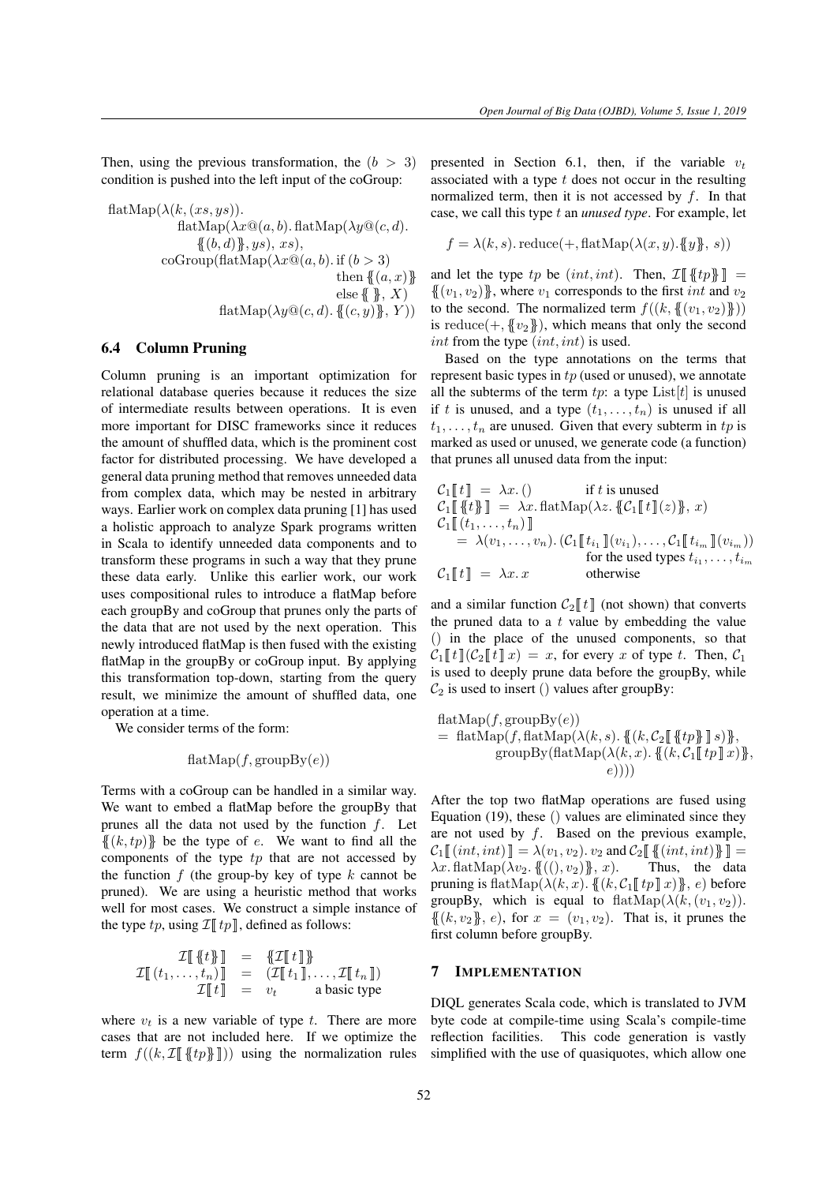Then, using the previous transformation, the $(b > 3)$ condition is pushed into the left input of the coGroup:

$$
\begin{aligned}
&\text{flatMap}(\lambda(k,(xs,ys)).\\
&\qquad \text{flatMap}(\lambda x@(a,b).\,\text{flatMap}(\lambda y@(c,d).\\
&\qquad\quad \{\!\{(b,d)\}\!\}, ys),\, xs),\\
&\qquad \text{coGroup}(\text{flatMap}(\lambda x@(a,b).\,\text{if }(b>3)\\
&\qquad\qquad\qquad\qquad \text{then } \{\!\{(a,x)\}\!\}\\
&\qquad\qquad\qquad\qquad \text{else } \{\!\{\,\}\!\},\, X)\\
&\qquad\qquad \text{flatMap}(\lambda y@(c,d).\,\{\!\{(c,y)\}\!\},\, Y))
\end{aligned}
$$

### 6.4 Column Pruning

Column pruning is an important optimization for relational database queries because it reduces the size of intermediate results between operations. It is even more important for DISC frameworks since it reduces the amount of shuffled data, which is the prominent cost factor for distributed processing. We have developed a general data pruning method that removes unneeded data from complex data, which may be nested in arbitrary ways. Earlier work on complex data pruning [1] has used a holistic approach to analyze Spark programs written in Scala to identify unneeded data components and to transform these programs in such a way that they prune these data early. Unlike this earlier work, our work uses compositional rules to introduce a flatMap before each groupBy and coGroup that prunes only the parts of the data that are not used by the next operation. This newly introduced flatMap is then fused with the existing flatMap in the groupBy or coGroup input. By applying this transformation top-down, starting from the query result, we minimize the amount of shuffled data, one operation at a time.

We consider terms of the form:

$$\text{flatMap}(f, \text{groupBy}(e))$$

Terms with a coGroup can be handled in a similar way. We want to embed a flatMap before the groupBy that prunes all the data not used by the function $f$. Let $\{\!\{(k, tp)\}\!\}$ be the type of $e$. We want to find all the components of the type $tp$ that are not accessed by the function $f$ (the group-by key of type $k$ cannot be pruned). We are using a heuristic method that works well for most cases. We construct a simple instance of the type $tp$, using $\mathcal{I}[\![ tp ]\!]$, defined as follows:

$$
\begin{aligned}
\mathcal{I}[\![ \{\!\{t\}\!\} ]\!] &= \{\!\{\mathcal{I}[\![ t ]\!]\}\!\}\\
\mathcal{I}[\![ (t_1,\ldots,t_n) ]\!] &= (\mathcal{I}[\![ t_1 ]\!],\ldots,\mathcal{I}[\![ t_n ]\!])\\
\mathcal{I}[\![ t ]\!] &= v_t \qquad \text{a basic type}
\end{aligned}
$$

where $v_t$ is a new variable of type $t$. There are more cases that are not included here. If we optimize the term $f((k, \mathcal{I}[\![ \{\!\{tp\}\!\} ]\!]))$ using the normalization rules presented in Section 6.1, then, if the variable $v_t$ associated with a type $t$ does not occur in the resulting normalized term, then it is not accessed by $f$. In that case, we call this type $t$ an *unused type*. For example, let

$$f = \lambda(k, s).\,\text{reduce}(+, \text{flatMap}(\lambda(x,y).\{\!\{y\}\!\},\, s))$$

and let the type $tp$ be $(int, int)$. Then, $\mathcal{I}[\![ \{\!\{tp\}\!\} ]\!] = \{\!\{(v_1, v_2)\}\!\}$, where $v_1$ corresponds to the first $int$ and $v_2$ to the second. The normalized term $f((k, \{\!\{(v_1,v_2)\}\!\}))$ is $\text{reduce}(+, \{\!\{v_2\}\!\})$, which means that only the second $int$ from the type $(int, int)$ is used.

Based on the type annotations on the terms that represent basic types in $tp$ (used or unused), we annotate all the subterms of the term $tp$: a type $\text{List}[t]$ is unused if $t$ is unused, and a type $(t_1, \ldots, t_n)$ is unused if all $t_1, \ldots, t_n$ are unused. Given that every subterm in $tp$ is marked as used or unused, we generate code (a function) that prunes all unused data from the input:

$$
\begin{aligned}
\mathcal{C}_1[\![ t ]\!] &= \lambda x.\,() \qquad\qquad \text{if } t \text{ is unused}\\
\mathcal{C}_1[\![ \{\!\{t\}\!\} ]\!] &= \lambda x.\,\text{flatMap}(\lambda z.\,\{\!\{\mathcal{C}_1[\![ t ]\!](z)\}\!\},\, x)\\
\mathcal{C}_1[\![ (t_1,\ldots,t_n) ]\!]&\\
&= \lambda(v_1,\ldots,v_n).\,(\mathcal{C}_1[\![ t_{i_1} ]\!](v_{i_1}),\ldots,\mathcal{C}_1[\![ t_{i_m} ]\!](v_{i_m}))\\
&\qquad\qquad \text{for the used types } t_{i_1},\ldots,t_{i_m}\\
\mathcal{C}_1[\![ t ]\!] &= \lambda x.\,x \qquad\qquad \text{otherwise}
\end{aligned}
$$

and a similar function $\mathcal{C}_2[\![ t ]\!]$ (not shown) that converts the pruned data to a $t$ value by embedding the value $()$ in the place of the unused components, so that $\mathcal{C}_1[\![ t ]\!](\mathcal{C}_2[\![ t ]\!]\, x) = x$, for every $x$ of type $t$. Then, $\mathcal{C}_1$ is used to deeply prune data before the groupBy, while $\mathcal{C}_2$ is used to insert $()$ values after groupBy:

$$
\begin{aligned}
&\text{flatMap}(f, \text{groupBy}(e))\\
&= \text{flatMap}(f, \text{flatMap}(\lambda(k,s).\,\{\!\{(k, \mathcal{C}_2[\![ \{\!\{tp\}\!\} ]\!]\, s)\}\!\},\\
&\qquad \text{groupBy}(\text{flatMap}(\lambda(k,x).\,\{\!\{(k, \mathcal{C}_1[\![ tp ]\!]\, x)\}\!\},\\
&\qquad\qquad e))))
\end{aligned}
$$

After the top two flatMap operations are fused using Equation (19), these $()$ values are eliminated since they are not used by $f$. Based on the previous example, $\mathcal{C}_1[\![ (int, int) ]\!] = \lambda(v_1, v_2).\,v_2$ and $\mathcal{C}_2[\![ \{\!\{(int, int)\}\!\} ]\!] = \lambda x.\,\text{flatMap}(\lambda v_2.\,\{\!\{((), v_2)\}\!\},\, x)$. Thus, the data pruning is $\text{flatMap}(\lambda(k,x).\,\{\!\{(k, \mathcal{C}_1[\![ tp ]\!]\, x)\}\!\},\, e)$ before groupBy, which is equal to $\text{flatMap}(\lambda(k,(v_1,v_2)).\,\{\!\{(k, v_2)\}\!\},\, e)$, for $x = (v_1, v_2)$. That is, it prunes the first column before groupBy.

## 7 Implementation

DIQL generates Scala code, which is translated to JVM byte code at compile-time using Scala's compile-time reflection facilities. This code generation is vastly simplified with the use of quasiquotes, which allow one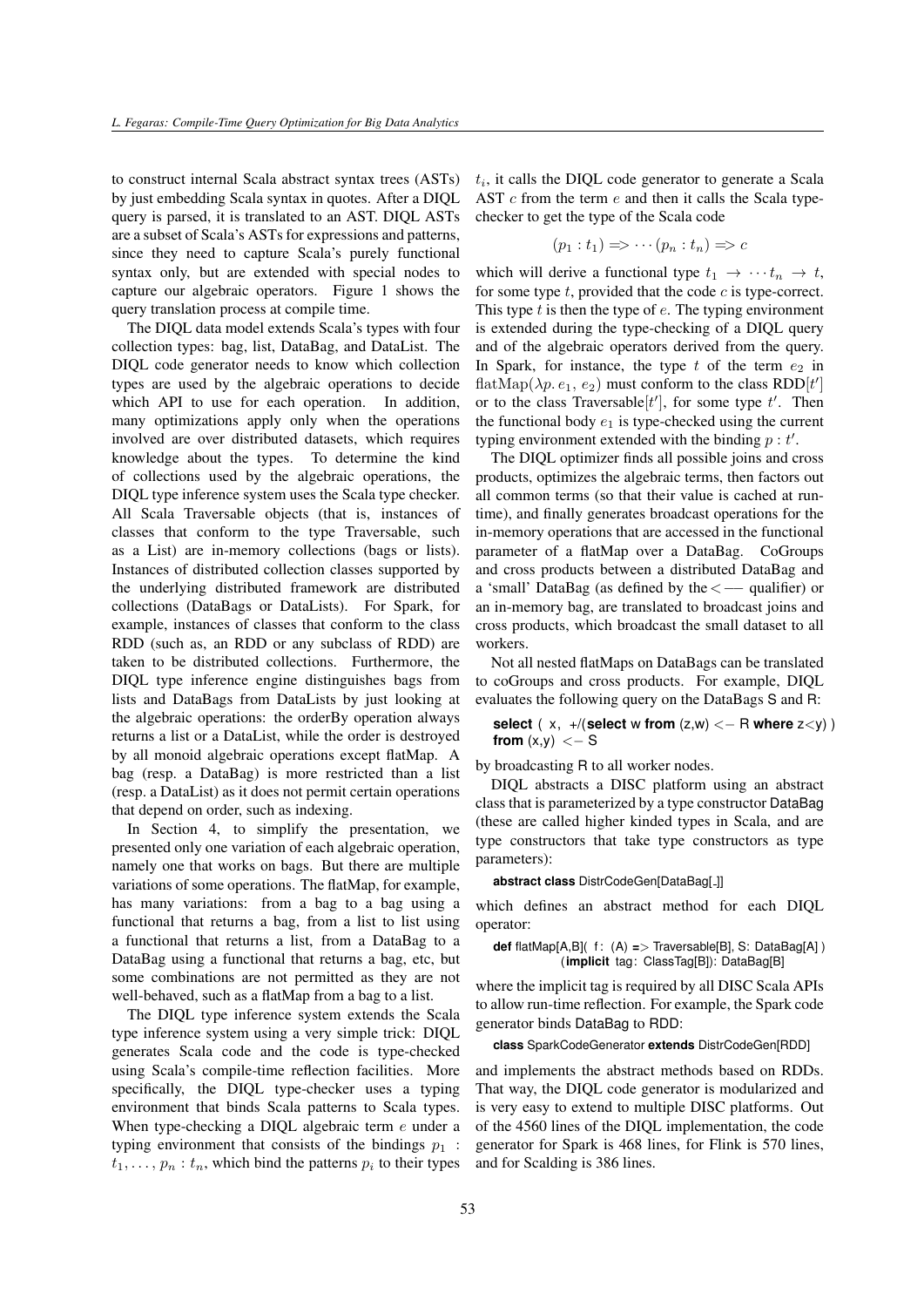to construct internal Scala abstract syntax trees (ASTs) by just embedding Scala syntax in quotes. After a DIQL query is parsed, it is translated to an AST. DIQL ASTs are a subset of Scala's ASTs for expressions and patterns, since they need to capture Scala's purely functional syntax only, but are extended with special nodes to capture our algebraic operators. Figure 1 shows the query translation process at compile time.

The DIQL data model extends Scala's types with four collection types: bag, list, DataBag, and DataList. The DIQL code generator needs to know which collection types are used by the algebraic operations to decide which API to use for each operation. In addition, many optimizations apply only when the operations involved are over distributed datasets, which requires knowledge about the types. To determine the kind of collections used by the algebraic operations, the DIQL type inference system uses the Scala type checker. All Scala Traversable objects (that is, instances of classes that conform to the type Traversable, such as a List) are in-memory collections (bags or lists). Instances of distributed collection classes supported by the underlying distributed framework are distributed collections (DataBags or DataLists). For Spark, for example, instances of classes that conform to the class RDD (such as, an RDD or any subclass of RDD) are taken to be distributed collections. Furthermore, the DIQL type inference engine distinguishes bags from lists and DataBags from DataLists by just looking at the algebraic operations: the orderBy operation always returns a list or a DataList, while the order is destroyed by all monoid algebraic operations except flatMap. A bag (resp. a DataBag) is more restricted than a list (resp. a DataList) as it does not permit certain operations that depend on order, such as indexing.

In Section 4, to simplify the presentation, we presented only one variation of each algebraic operation, namely one that works on bags. But there are multiple variations of some operations. The flatMap, for example, has many variations: from a bag to a bag using a functional that returns a bag, from a list to list using a functional that returns a list, from a DataBag to a DataBag using a functional that returns a bag, etc, but some combinations are not permitted as they are not well-behaved, such as a flatMap from a bag to a list.

The DIQL type inference system extends the Scala type inference system using a very simple trick: DIQL generates Scala code and the code is type-checked using Scala's compile-time reflection facilities. More specifically, the DIQL type-checker uses a typing environment that binds Scala patterns to Scala types. When type-checking a DIQL algebraic term $e$ under a typing environment that consists of the bindings $p_1 : t_1, \ldots, p_n : t_n$, which bind the patterns $p_i$ to their types $t_i$, it calls the DIQL code generator to generate a Scala AST $c$ from the term $e$ and then it calls the Scala type-checker to get the type of the Scala code

$$(p_1 : t_1) \Rightarrow \cdots (p_n : t_n) \Rightarrow c$$

which will derive a functional type $t_1 \rightarrow \cdots t_n \rightarrow t$, for some type $t$, provided that the code $c$ is type-correct. This type $t$ is then the type of $e$. The typing environment is extended during the type-checking of a DIQL query and of the algebraic operators derived from the query. In Spark, for instance, the type $t$ of the term $e_2$ in $\text{flatMap}(\lambda p.\, e_1,\, e_2)$ must conform to the class $\text{RDD}[t']$ or to the class $\text{Traversable}[t']$, for some type $t'$. Then the functional body $e_1$ is type-checked using the current typing environment extended with the binding $p : t'$.

The DIQL optimizer finds all possible joins and cross products, optimizes the algebraic terms, then factors out all common terms (so that their value is cached at run-time), and finally generates broadcast operations for the in-memory operations that are accessed in the functional parameter of a flatMap over a DataBag. CoGroups and cross products between a distributed DataBag and a 'small' DataBag (as defined by the $<\!\!-\!\!-$ qualifier) or an in-memory bag, are translated to broadcast joins and cross products, which broadcast the small dataset to all workers.

Not all nested flatMaps on DataBags can be translated to coGroups and cross products. For example, DIQL evaluates the following query on the DataBags S and R:

```
select ( x, +/(select w from (z,w) <- R where z<y) )
from (x,y) <- S
```

by broadcasting R to all worker nodes.

DIQL abstracts a DISC platform using an abstract class that is parameterized by a type constructor DataBag (these are called higher kinded types in Scala, and are type constructors that take type constructors as type parameters):

```
abstract class DistrCodeGen[DataBag[_]]
```

which defines an abstract method for each DIQL operator:

```
def flatMap[A,B]( f: (A) => Traversable[B], S: DataBag[A] )
           (implicit tag: ClassTag[B]): DataBag[B]
```

where the implicit tag is required by all DISC Scala APIs to allow run-time reflection. For example, the Spark code generator binds DataBag to RDD:

```
class SparkCodeGenerator extends DistrCodeGen[RDD]
```

and implements the abstract methods based on RDDs. That way, the DIQL code generator is modularized and is very easy to extend to multiple DISC platforms. Out of the 4560 lines of the DIQL implementation, the code generator for Spark is 468 lines, for Flink is 570 lines, and for Scalding is 386 lines.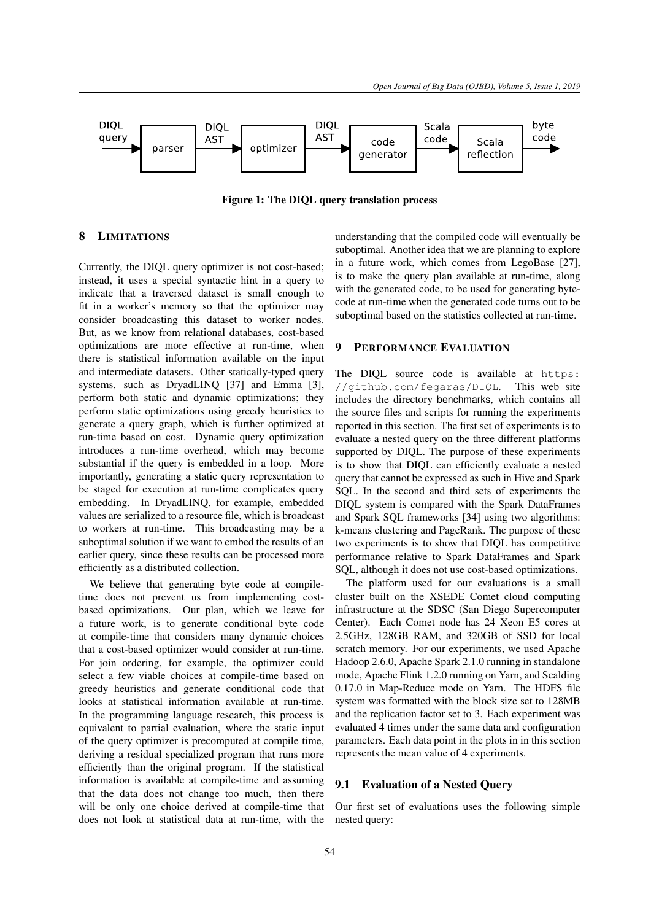DIQL query

parser

DIQL AST

optimizer

DIQL AST

code generator

Scala code

Scala reflection

byte code

**Figure 1: The DIQL query translation process**

## 8 LIMITATIONS

Currently, the DIQL query optimizer is not cost-based; instead, it uses a special syntactic hint in a query to indicate that a traversed dataset is small enough to fit in a worker's memory so that the optimizer may consider broadcasting this dataset to worker nodes. But, as we know from relational databases, cost-based optimizations are more effective at run-time, when there is statistical information available on the input and intermediate datasets. Other statically-typed query systems, such as DryadLINQ [37] and Emma [3], perform both static and dynamic optimizations; they perform static optimizations using greedy heuristics to generate a query graph, which is further optimized at run-time based on cost. Dynamic query optimization introduces a run-time overhead, which may become substantial if the query is embedded in a loop. More importantly, generating a static query representation to be staged for execution at run-time complicates query embedding. In DryadLINQ, for example, embedded values are serialized to a resource file, which is broadcast to workers at run-time. This broadcasting may be a suboptimal solution if we want to embed the results of an earlier query, since these results can be processed more efficiently as a distributed collection.

We believe that generating byte code at compile-time does not prevent us from implementing cost-based optimizations. Our plan, which we leave for a future work, is to generate conditional byte code at compile-time that considers many dynamic choices that a cost-based optimizer would consider at run-time. For join ordering, for example, the optimizer could select a few viable choices at compile-time based on greedy heuristics and generate conditional code that looks at statistical information available at run-time. In the programming language research, this process is equivalent to partial evaluation, where the static input of the query optimizer is precomputed at compile time, deriving a residual specialized program that runs more efficiently than the original program. If the statistical information is available at compile-time and assuming that the data does not change too much, then there will be only one choice derived at compile-time that does not look at statistical data at run-time, with the understanding that the compiled code will eventually be suboptimal. Another idea that we are planning to explore in a future work, which comes from LegoBase [27], is to make the query plan available at run-time, along with the generated code, to be used for generating byte-code at run-time when the generated code turns out to be suboptimal based on the statistics collected at run-time.

## 9 PERFORMANCE EVALUATION

The DIQL source code is available at https://github.com/fegaras/DIQL. This web site includes the directory benchmarks, which contains all the source files and scripts for running the experiments reported in this section. The first set of experiments is to evaluate a nested query on the three different platforms supported by DIQL. The purpose of these experiments is to show that DIQL can efficiently evaluate a nested query that cannot be expressed as such in Hive and Spark SQL. In the second and third sets of experiments the DIQL system is compared with the Spark DataFrames and Spark SQL frameworks [34] using two algorithms: k-means clustering and PageRank. The purpose of these two experiments is to show that DIQL has competitive performance relative to Spark DataFrames and Spark SQL, although it does not use cost-based optimizations.

The platform used for our evaluations is a small cluster built on the XSEDE Comet cloud computing infrastructure at the SDSC (San Diego Supercomputer Center). Each Comet node has 24 Xeon E5 cores at 2.5GHz, 128GB RAM, and 320GB of SSD for local scratch memory. For our experiments, we used Apache Hadoop 2.6.0, Apache Spark 2.1.0 running in standalone mode, Apache Flink 1.2.0 running on Yarn, and Scalding 0.17.0 in Map-Reduce mode on Yarn. The HDFS file system was formatted with the block size set to 128MB and the replication factor set to 3. Each experiment was evaluated 4 times under the same data and configuration parameters. Each data point in the plots in in this section represents the mean value of 4 experiments.

### 9.1 Evaluation of a Nested Query

Our first set of evaluations uses the following simple nested query: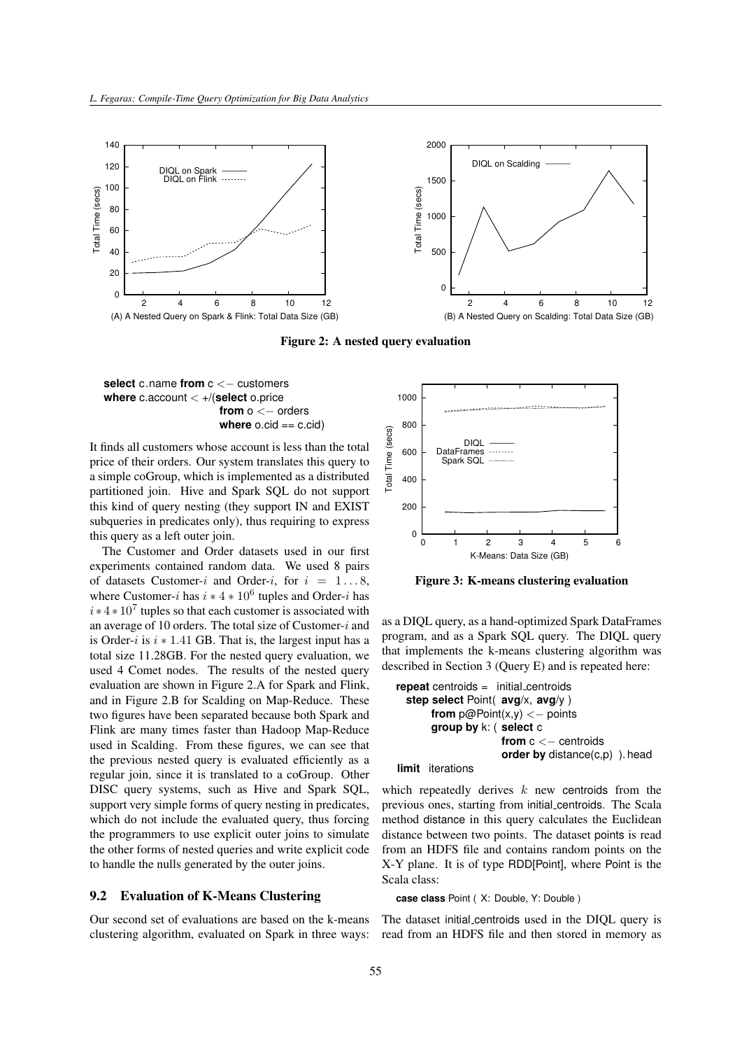140
120
100
80
60
40
20
0
Total Time (secs)
2 4 6 8 10 12
DIQL on Spark
DIQL on Flink
(A) A Nested Query on Spark & Flink: Total Data Size (GB)

2000
1500
1000
500
0
Total Time (secs)
2 4 6 8 10 12
DIQL on Scalding
(B) A Nested Query on Scalding: Total Data Size (GB)

**Figure 2: A nested query evaluation**

```
select c.name from c <− customers
where c.account < +/(select o.price
                     from o <− orders
                     where o.cid == c.cid)
```

It finds all customers whose account is less than the total price of their orders. Our system translates this query to a simple coGroup, which is implemented as a distributed partitioned join. Hive and Spark SQL do not support this kind of query nesting (they support IN and EXIST subqueries in predicates only), thus requiring to express this query as a left outer join.

The Customer and Order datasets used in our first experiments contained random data. We used 8 pairs of datasets Customer-$i$ and Order-$i$, for $i = 1 \ldots 8$, where Customer-$i$ has $i * 4 * 10^6$ tuples and Order-$i$ has $i * 4 * 10^7$ tuples so that each customer is associated with an average of 10 orders. The total size of Customer-$i$ and is Order-$i$ is $i * 1.41$ GB. That is, the largest input has a total size 11.28GB. For the nested query evaluation, we used 4 Comet nodes. The results of the nested query evaluation are shown in Figure 2.A for Spark and Flink, and in Figure 2.B for Scalding on Map-Reduce. These two figures have been separated because both Spark and Flink are many times faster than Hadoop Map-Reduce used in Scalding. From these figures, we can see that the previous nested query is evaluated efficiently as a regular join, since it is translated to a coGroup. Other DISC query systems, such as Hive and Spark SQL, support very simple forms of query nesting in predicates, which do not include the evaluated query, thus forcing the programmers to use explicit outer joins to simulate the other forms of nested queries and write explicit code to handle the nulls generated by the outer joins.

### 9.2 Evaluation of K-Means Clustering

Our second set of evaluations are based on the k-means clustering algorithm, evaluated on Spark in three ways: as a DIQL query, as a hand-optimized Spark DataFrames program, and as a Spark SQL query. The DIQL query that implements the k-means clustering algorithm was described in Section 3 (Query E) and is repeated here:

1000
800
600
400
200
0
Total Time (secs)
0 1 2 3 4 5 6
DIQL
DataFrames
Spark SQL
K-Means: Data Size (GB)

**Figure 3: K-means clustering evaluation**

```
repeat centroids = initial_centroids
  step select Point( avg/x, avg/y )
       from p@Point(x,y) <− points
       group by k: ( select c
                     from c <− centroids
                     order by distance(c,p) ).head
limit iterations
```

which repeatedly derives $k$ new centroids from the previous ones, starting from initial_centroids. The Scala method distance in this query calculates the Euclidean distance between two points. The dataset points is read from an HDFS file and contains random points on the X-Y plane. It is of type RDD[Point], where Point is the Scala class:

```
case class Point ( X: Double, Y: Double )
```

The dataset initial_centroids used in the DIQL query is read from an HDFS file and then stored in memory as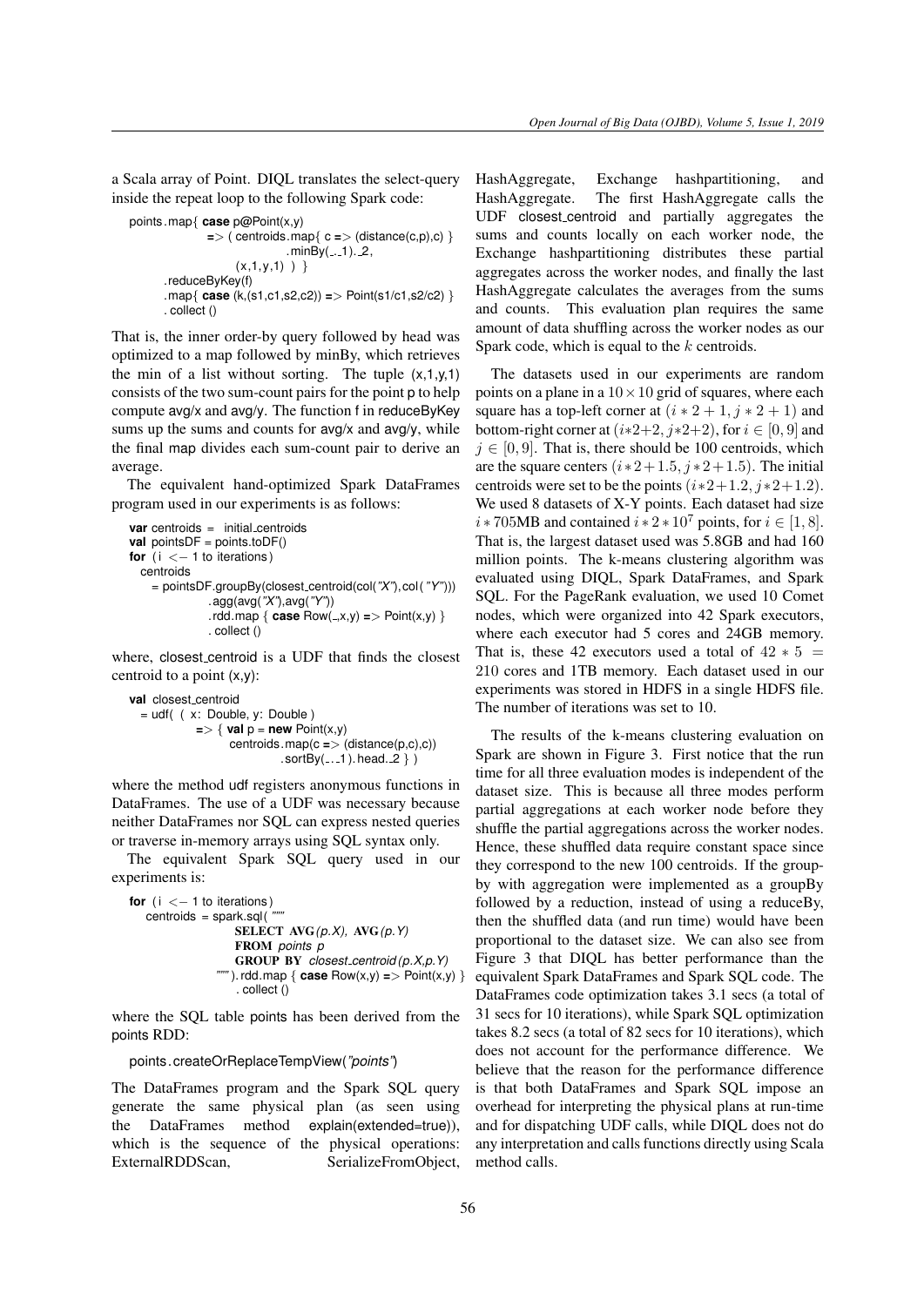a Scala array of Point. DIQL translates the select-query inside the repeat loop to the following Spark code:

```
points.map{ case p@Point(x,y)
              => ( centroids.map{ c => (distance(c,p),c) }
                             .minBy(_._1)._2,
                   (x,1,y,1) ) }
      .reduceByKey(f)
      .map{ case (k,(s1,c1,s2,c2)) => Point(s1/c1,s2/c2) }
      .collect()
```

That is, the inner order-by query followed by head was optimized to a map followed by minBy, which retrieves the min of a list without sorting. The tuple (x,1,y,1) consists of the two sum-count pairs for the point p to help compute avg/x and avg/y. The function f in reduceByKey sums up the sums and counts for avg/x and avg/y, while the final map divides each sum-count pair to derive an average.

The equivalent hand-optimized Spark DataFrames program used in our experiments is as follows:

```
var centroids = initial_centroids
val pointsDF = points.toDF()
for (i <- 1 to iterations)
  centroids
    = pointsDF.groupBy(closest_centroid(col("X"),col("Y")))
              .agg(avg("X"),avg("Y"))
              .rdd.map { case Row(_,x,y) => Point(x,y) }
              .collect()
```

where, closest_centroid is a UDF that finds the closest centroid to a point (x,y):

```
val closest_centroid
  = udf( ( x: Double, y: Double )
           => { val p = new Point(x,y)
                centroids.map(c => (distance(p,c),c))
                         .sortBy(_._1).head._2 } )
```

where the method udf registers anonymous functions in DataFrames. The use of a UDF was necessary because neither DataFrames nor SQL can express nested queries or traverse in-memory arrays using SQL syntax only.

The equivalent Spark SQL query used in our experiments is:

```
for (i <- 1 to iterations)
  centroids = spark.sql( """
                  SELECT AVG(p.X), AVG(p.Y)
                  FROM points p
                  GROUP BY closest_centroid(p.X,p.Y)
               """).rdd.map { case Row(x,y) => Point(x,y) }
                  .collect()
```

where the SQL table points has been derived from the points RDD:

```
points.createOrReplaceTempView("points")
```

The DataFrames program and the Spark SQL query generate the same physical plan (as seen using the DataFrames method explain(extended=true)), which is the sequence of the physical operations: ExternalRDDScan, SerializeFromObject, HashAggregate, Exchange hashpartitioning, and HashAggregate. The first HashAggregate calls the UDF closest_centroid and partially aggregates the sums and counts locally on each worker node, the Exchange hashpartitioning distributes these partial aggregates across the worker nodes, and finally the last HashAggregate calculates the averages from the sums and counts. This evaluation plan requires the same amount of data shuffling across the worker nodes as our Spark code, which is equal to the $k$ centroids.

The datasets used in our experiments are random points on a plane in a $10 \times 10$ grid of squares, where each square has a top-left corner at $(i*2+1, j*2+1)$ and bottom-right corner at $(i*2+2, j*2+2)$, for $i \in [0, 9]$ and $j \in [0, 9]$. That is, there should be 100 centroids, which are the square centers $(i*2+1.5, j*2+1.5)$. The initial centroids were set to be the points $(i*2+1.2, j*2+1.2)$. We used 8 datasets of X-Y points. Each dataset had size $i*705$MB and contained $i*2*10^7$ points, for $i \in [1, 8]$. That is, the largest dataset used was 5.8GB and had 160 million points. The k-means clustering algorithm was evaluated using DIQL, Spark DataFrames, and Spark SQL. For the PageRank evaluation, we used 10 Comet nodes, which were organized into 42 Spark executors, where each executor had 5 cores and 24GB memory. That is, these 42 executors used a total of $42*5 = 210$ cores and 1TB memory. Each dataset used in our experiments was stored in HDFS in a single HDFS file. The number of iterations was set to 10.

The results of the k-means clustering evaluation on Spark are shown in Figure 3. First notice that the run time for all three evaluation modes is independent of the dataset size. This is because all three modes perform partial aggregations at each worker node before they shuffle the partial aggregations across the worker nodes. Hence, these shuffled data require constant space since they correspond to the new 100 centroids. If the group-by with aggregation were implemented as a groupBy followed by a reduction, instead of using a reduceBy, then the shuffled data (and run time) would have been proportional to the dataset size. We can also see from Figure 3 that DIQL has better performance than the equivalent Spark DataFrames and Spark SQL code. The DataFrames code optimization takes 3.1 secs (a total of 31 secs for 10 iterations), while Spark SQL optimization takes 8.2 secs (a total of 82 secs for 10 iterations), which does not account for the performance difference. We believe that the reason for the performance difference is that both DataFrames and Spark SQL impose an overhead for interpreting the physical plans at run-time and for dispatching UDF calls, while DIQL does not do any interpretation and calls functions directly using Scala method calls.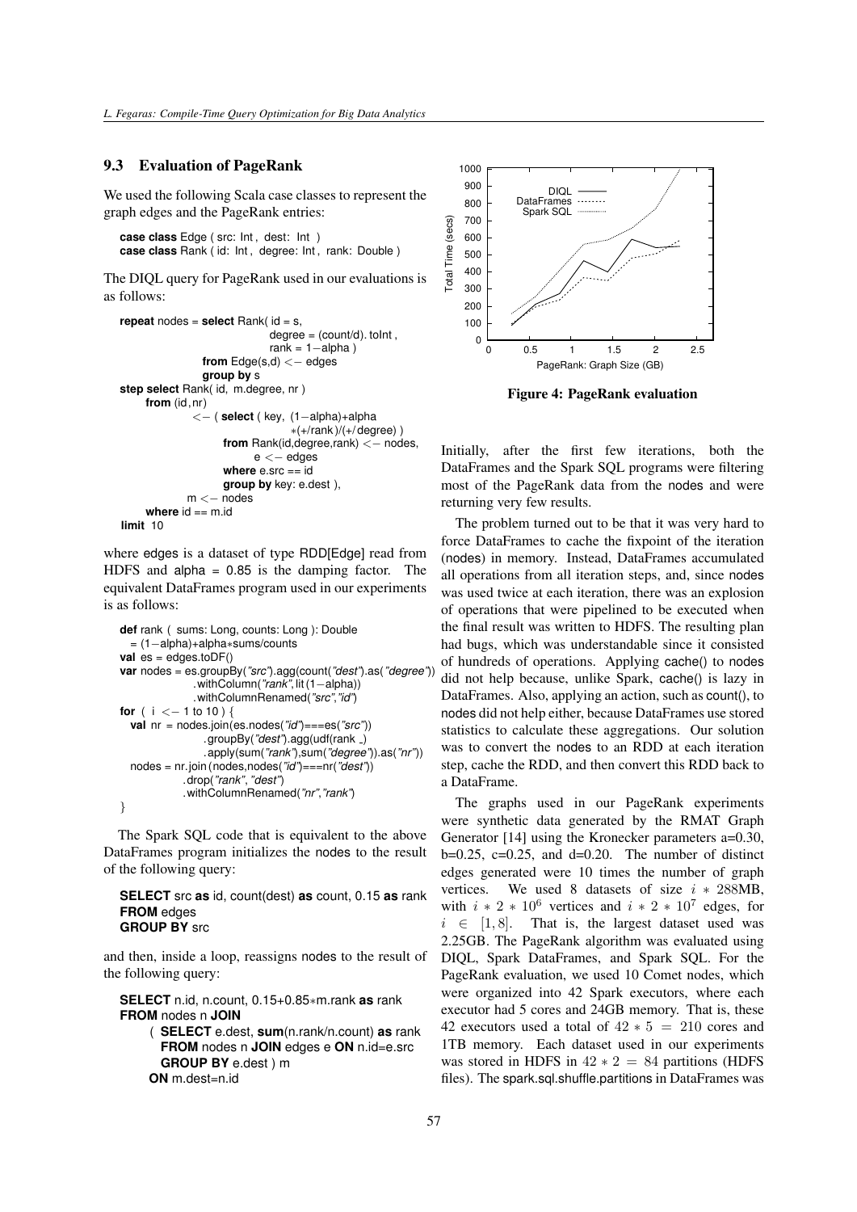### 9.3 Evaluation of PageRank

We used the following Scala case classes to represent the graph edges and the PageRank entries:

```
case class Edge ( src: Int , dest: Int )
case class Rank ( id: Int , degree: Int , rank: Double )
```

The DIQL query for PageRank used in our evaluations is as follows:

```
repeat nodes = select Rank( id = s,
                            degree = (count/d). toInt ,
                            rank = 1−alpha )
                 from Edge(s,d) <− edges
                 group by s
step select Rank( id, m.degree, nr )
     from (id,nr)
            <− ( select ( key, (1−alpha)+alpha
                                  ∗(+/rank)/(+/degree) )
                   from Rank(id,degree,rank) <− nodes,
                        e <− edges
                   where e.src == id
                   group by key: e.dest ),
            m <− nodes
     where id == m.id
limit 10
```

where edges is a dataset of type RDD[Edge] read from HDFS and alpha = 0.85 is the damping factor. The equivalent DataFrames program used in our experiments is as follows:

```
def rank ( sums: Long, counts: Long ): Double
  = (1−alpha)+alpha∗sums/counts
val es = edges.toDF()
var nodes = es.groupBy("src").agg(count("dest").as("degree"))
              .withColumn("rank", lit(1−alpha))
              .withColumnRenamed("src","id")
for ( i <− 1 to 10 ) {
  val nr = nodes.join(es.nodes("id")===es("src"))
                .groupBy("dest").agg(udf(rank _)
                .apply(sum("rank"),sum("degree")).as("nr"))
  nodes = nr.join(nodes,nodes("id")===nr("dest"))
            .drop("rank", "dest")
            .withColumnRenamed("nr","rank")
}
```

The Spark SQL code that is equivalent to the above DataFrames program initializes the nodes to the result of the following query:

```
SELECT src as id, count(dest) as count, 0.15 as rank
FROM edges
GROUP BY src
```

and then, inside a loop, reassigns nodes to the result of the following query:

```
SELECT n.id, n.count, 0.15+0.85∗m.rank as rank
FROM nodes n JOIN
     ( SELECT e.dest, sum(n.rank/n.count) as rank
       FROM nodes n JOIN edges e ON n.id=e.src
       GROUP BY e.dest ) m
     ON m.dest=n.id
```

Total Time (secs)
1000
900
800
700
600
500
400
300
200
100
0
0 0.5 1 1.5 2 2.5
PageRank: Graph Size (GB)
DIQL
DataFrames
Spark SQL

**Figure 4: PageRank evaluation**

Initially, after the first few iterations, both the DataFrames and the Spark SQL programs were filtering most of the PageRank data from the nodes and were returning very few results.

The problem turned out to be that it was very hard to force DataFrames to cache the fixpoint of the iteration (nodes) in memory. Instead, DataFrames accumulated all operations from all iteration steps, and, since nodes was used twice at each iteration, there was an explosion of operations that were pipelined to be executed when the final result was written to HDFS. The resulting plan had bugs, which was understandable since it consisted of hundreds of operations. Applying cache() to nodes did not help because, unlike Spark, cache() is lazy in DataFrames. Also, applying an action, such as count(), to nodes did not help either, because DataFrames use stored statistics to calculate these aggregations. Our solution was to convert the nodes to an RDD at each iteration step, cache the RDD, and then convert this RDD back to a DataFrame.

The graphs used in our PageRank experiments were synthetic data generated by the RMAT Graph Generator [14] using the Kronecker parameters a=0.30, b=0.25, c=0.25, and d=0.20. The number of distinct edges generated were 10 times the number of graph vertices. We used 8 datasets of size $i * 288$MB, with $i * 2 * 10^6$ vertices and $i * 2 * 10^7$ edges, for $i \in [1, 8]$. That is, the largest dataset used was 2.25GB. The PageRank algorithm was evaluated using DIQL, Spark DataFrames, and Spark SQL. For the PageRank evaluation, we used 10 Comet nodes, which were organized into 42 Spark executors, where each executor had 5 cores and 24GB memory. That is, these 42 executors used a total of $42 * 5 = 210$ cores and 1TB memory. Each dataset used in our experiments was stored in HDFS in $42 * 2 = 84$ partitions (HDFS files). The spark.sql.shuffle.partitions in DataFrames was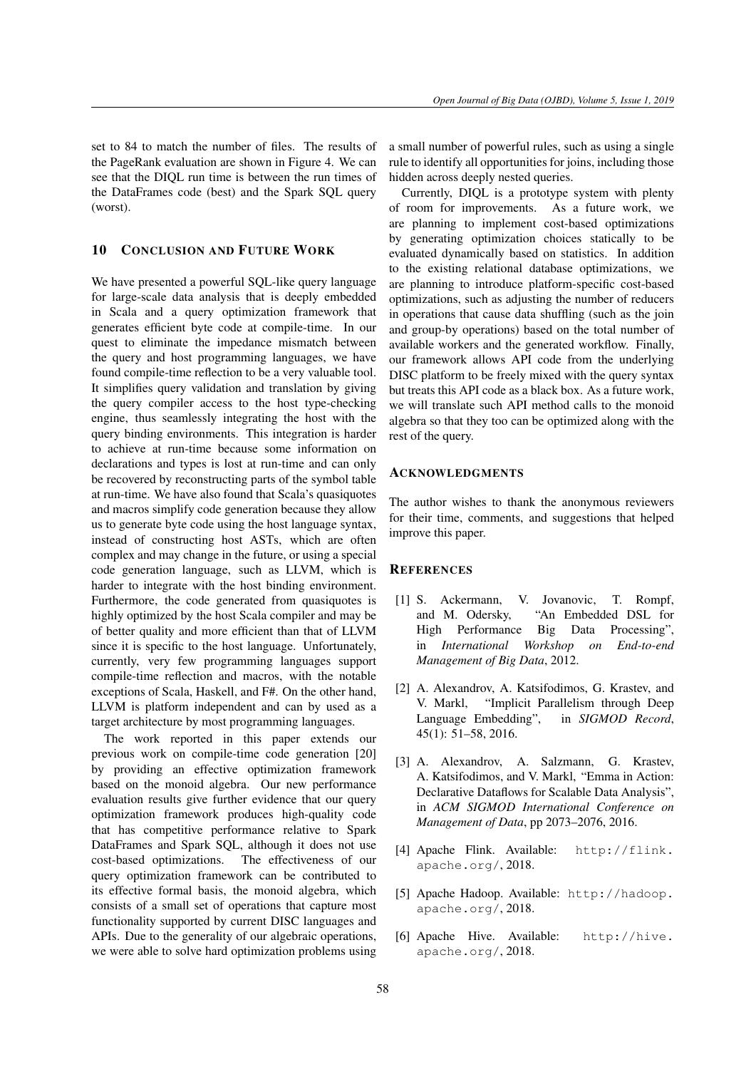set to 84 to match the number of files. The results of the PageRank evaluation are shown in Figure 4. We can see that the DIQL run time is between the run times of the DataFrames code (best) and the Spark SQL query (worst).

## 10 Conclusion and Future Work

We have presented a powerful SQL-like query language for large-scale data analysis that is deeply embedded in Scala and a query optimization framework that generates efficient byte code at compile-time. In our quest to eliminate the impedance mismatch between the query and host programming languages, we have found compile-time reflection to be a very valuable tool. It simplifies query validation and translation by giving the query compiler access to the host type-checking engine, thus seamlessly integrating the host with the query binding environments. This integration is harder to achieve at run-time because some information on declarations and types is lost at run-time and can only be recovered by reconstructing parts of the symbol table at run-time. We have also found that Scala's quasiquotes and macros simplify code generation because they allow us to generate byte code using the host language syntax, instead of constructing host ASTs, which are often complex and may change in the future, or using a special code generation language, such as LLVM, which is harder to integrate with the host binding environment. Furthermore, the code generated from quasiquotes is highly optimized by the host Scala compiler and may be of better quality and more efficient than that of LLVM since it is specific to the host language. Unfortunately, currently, very few programming languages support compile-time reflection and macros, with the notable exceptions of Scala, Haskell, and F#. On the other hand, LLVM is platform independent and can by used as a target architecture by most programming languages.

The work reported in this paper extends our previous work on compile-time code generation [20] by providing an effective optimization framework based on the monoid algebra. Our new performance evaluation results give further evidence that our query optimization framework produces high-quality code that has competitive performance relative to Spark DataFrames and Spark SQL, although it does not use cost-based optimizations. The effectiveness of our query optimization framework can be contributed to its effective formal basis, the monoid algebra, which consists of a small set of operations that capture most functionality supported by current DISC languages and APIs. Due to the generality of our algebraic operations, we were able to solve hard optimization problems using a small number of powerful rules, such as using a single rule to identify all opportunities for joins, including those hidden across deeply nested queries.

Currently, DIQL is a prototype system with plenty of room for improvements. As a future work, we are planning to implement cost-based optimizations by generating optimization choices statically to be evaluated dynamically based on statistics. In addition to the existing relational database optimizations, we are planning to introduce platform-specific cost-based optimizations, such as adjusting the number of reducers in operations that cause data shuffling (such as the join and group-by operations) based on the total number of available workers and the generated workflow. Finally, our framework allows API code from the underlying DISC platform to be freely mixed with the query syntax but treats this API code as a black box. As a future work, we will translate such API method calls to the monoid algebra so that they too can be optimized along with the rest of the query.

## Acknowledgments

The author wishes to thank the anonymous reviewers for their time, comments, and suggestions that helped improve this paper.

## References

[1] S. Ackermann, V. Jovanovic, T. Rompf, and M. Odersky, "An Embedded DSL for High Performance Big Data Processing", in *International Workshop on End-to-end Management of Big Data*, 2012.

[2] A. Alexandrov, A. Katsifodimos, G. Krastev, and V. Markl, "Implicit Parallelism through Deep Language Embedding", in *SIGMOD Record*, 45(1): 51–58, 2016.

[3] A. Alexandrov, A. Salzmann, G. Krastev, A. Katsifodimos, and V. Markl, "Emma in Action: Declarative Dataflows for Scalable Data Analysis", in *ACM SIGMOD International Conference on Management of Data*, pp 2073–2076, 2016.

[4] Apache Flink. Available: http://flink.apache.org/, 2018.

[5] Apache Hadoop. Available: http://hadoop.apache.org/, 2018.

[6] Apache Hive. Available: http://hive.apache.org/, 2018.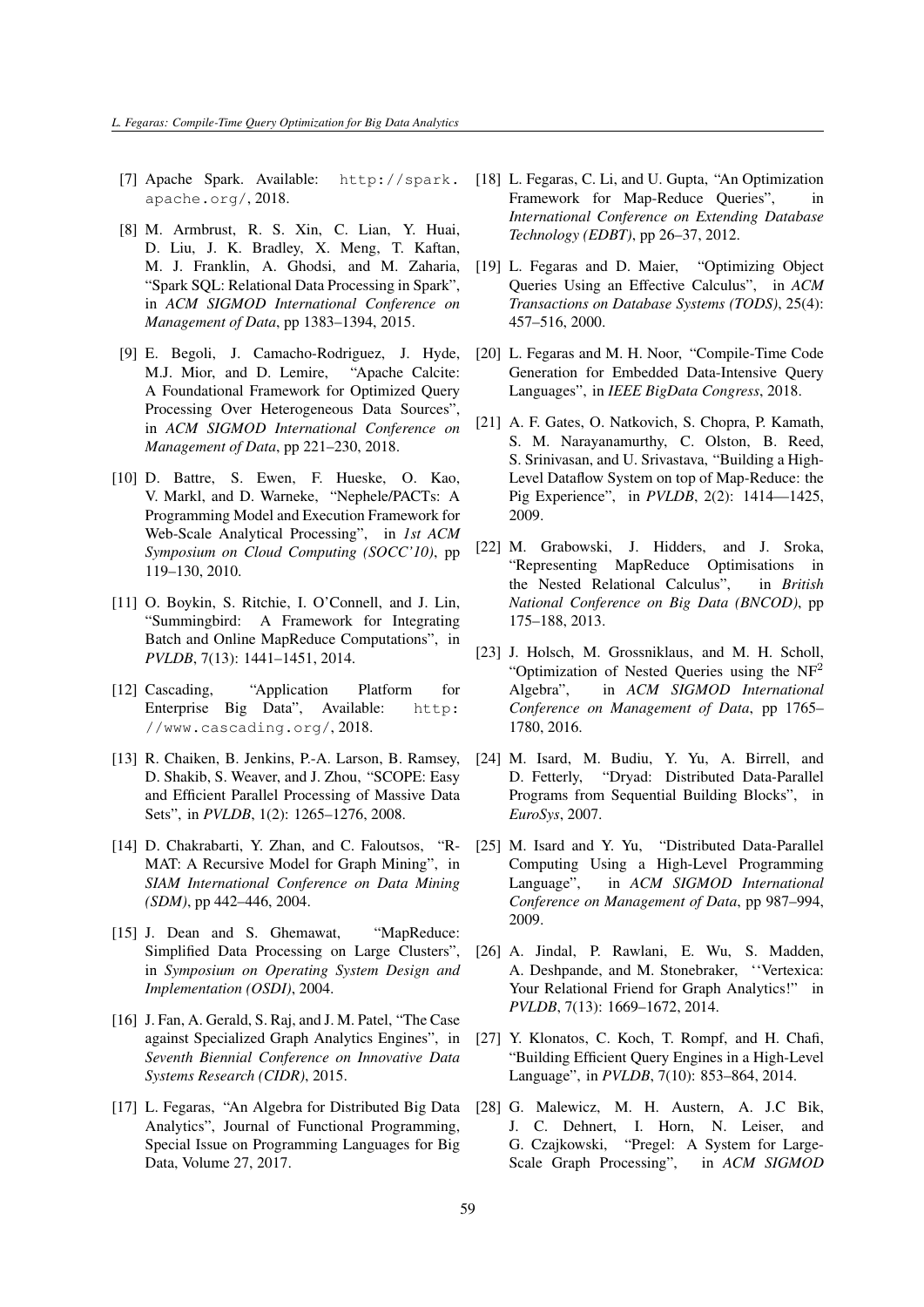[7] Apache Spark. Available: http://spark.apache.org/, 2018.

[8] M. Armbrust, R. S. Xin, C. Lian, Y. Huai, D. Liu, J. K. Bradley, X. Meng, T. Kaftan, M. J. Franklin, A. Ghodsi, and M. Zaharia, "Spark SQL: Relational Data Processing in Spark", in *ACM SIGMOD International Conference on Management of Data*, pp 1383–1394, 2015.

[9] E. Begoli, J. Camacho-Rodriguez, J. Hyde, M.J. Mior, and D. Lemire, "Apache Calcite: A Foundational Framework for Optimized Query Processing Over Heterogeneous Data Sources", in *ACM SIGMOD International Conference on Management of Data*, pp 221–230, 2018.

[10] D. Battre, S. Ewen, F. Hueske, O. Kao, V. Markl, and D. Warneke, "Nephele/PACTs: A Programming Model and Execution Framework for Web-Scale Analytical Processing", in *1st ACM Symposium on Cloud Computing (SOCC'10)*, pp 119–130, 2010.

[11] O. Boykin, S. Ritchie, I. O'Connell, and J. Lin, "Summingbird: A Framework for Integrating Batch and Online MapReduce Computations", in *PVLDB*, 7(13): 1441–1451, 2014.

[12] Cascading, "Application Platform for Enterprise Big Data", Available: http://www.cascading.org/, 2018.

[13] R. Chaiken, B. Jenkins, P.-A. Larson, B. Ramsey, D. Shakib, S. Weaver, and J. Zhou, "SCOPE: Easy and Efficient Parallel Processing of Massive Data Sets", in *PVLDB*, 1(2): 1265–1276, 2008.

[14] D. Chakrabarti, Y. Zhan, and C. Faloutsos, "R-MAT: A Recursive Model for Graph Mining", in *SIAM International Conference on Data Mining (SDM)*, pp 442–446, 2004.

[15] J. Dean and S. Ghemawat, "MapReduce: Simplified Data Processing on Large Clusters", in *Symposium on Operating System Design and Implementation (OSDI)*, 2004.

[16] J. Fan, A. Gerald, S. Raj, and J. M. Patel, "The Case against Specialized Graph Analytics Engines", in *Seventh Biennial Conference on Innovative Data Systems Research (CIDR)*, 2015.

[17] L. Fegaras, "An Algebra for Distributed Big Data Analytics", Journal of Functional Programming, Special Issue on Programming Languages for Big Data, Volume 27, 2017.

[18] L. Fegaras, C. Li, and U. Gupta, "An Optimization Framework for Map-Reduce Queries", in *International Conference on Extending Database Technology (EDBT)*, pp 26–37, 2012.

[19] L. Fegaras and D. Maier, "Optimizing Object Queries Using an Effective Calculus", in *ACM Transactions on Database Systems (TODS)*, 25(4): 457–516, 2000.

[20] L. Fegaras and M. H. Noor, "Compile-Time Code Generation for Embedded Data-Intensive Query Languages", in *IEEE BigData Congress*, 2018.

[21] A. F. Gates, O. Natkovich, S. Chopra, P. Kamath, S. M. Narayanamurthy, C. Olston, B. Reed, S. Srinivasan, and U. Srivastava, "Building a High-Level Dataflow System on top of Map-Reduce: the Pig Experience", in *PVLDB*, 2(2): 1414—1425, 2009.

[22] M. Grabowski, J. Hidders, and J. Sroka, "Representing MapReduce Optimisations in the Nested Relational Calculus", in *British National Conference on Big Data (BNCOD)*, pp 175–188, 2013.

[23] J. Holsch, M. Grossniklaus, and M. H. Scholl, "Optimization of Nested Queries using the $NF^2$ Algebra", in *ACM SIGMOD International Conference on Management of Data*, pp 1765–1780, 2016.

[24] M. Isard, M. Budiu, Y. Yu, A. Birrell, and D. Fetterly, "Dryad: Distributed Data-Parallel Programs from Sequential Building Blocks", in *EuroSys*, 2007.

[25] M. Isard and Y. Yu, "Distributed Data-Parallel Computing Using a High-Level Programming Language", in *ACM SIGMOD International Conference on Management of Data*, pp 987–994, 2009.

[26] A. Jindal, P. Rawlani, E. Wu, S. Madden, A. Deshpande, and M. Stonebraker, ''Vertexica: Your Relational Friend for Graph Analytics!" in *PVLDB*, 7(13): 1669–1672, 2014.

[27] Y. Klonatos, C. Koch, T. Rompf, and H. Chafi, "Building Efficient Query Engines in a High-Level Language", in *PVLDB*, 7(10): 853–864, 2014.

[28] G. Malewicz, M. H. Austern, A. J.C Bik, J. C. Dehnert, I. Horn, N. Leiser, and G. Czajkowski, "Pregel: A System for Large-Scale Graph Processing", in *ACM SIGMOD*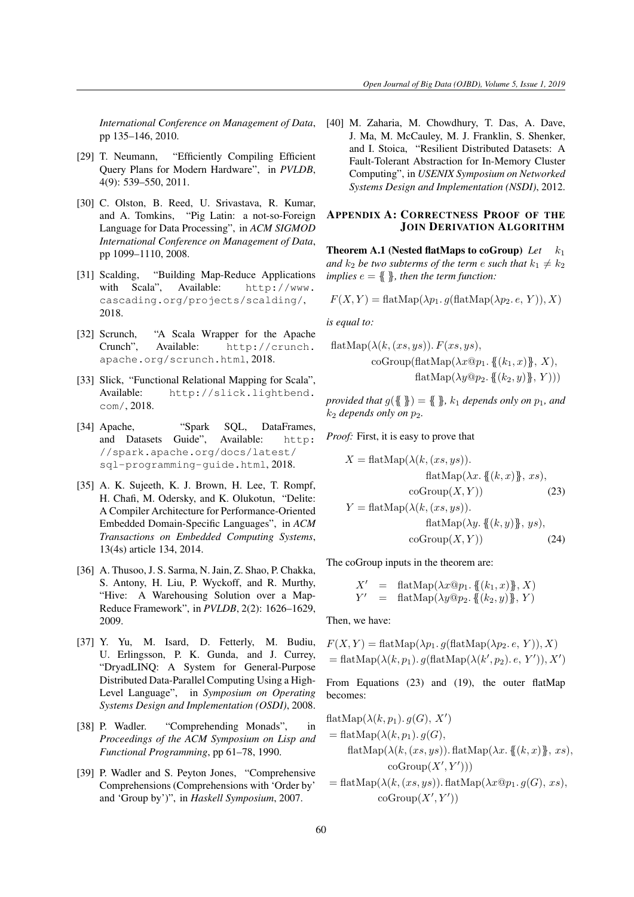*International Conference on Management of Data*, pp 135–146, 2010.

[29] T. Neumann, "Efficiently Compiling Efficient Query Plans for Modern Hardware", in *PVLDB*, 4(9): 539–550, 2011.

[30] C. Olston, B. Reed, U. Srivastava, R. Kumar, and A. Tomkins, "Pig Latin: a not-so-Foreign Language for Data Processing", in *ACM SIGMOD International Conference on Management of Data*, pp 1099–1110, 2008.

[31] Scalding, "Building Map-Reduce Applications with Scala", Available: http://www.cascading.org/projects/scalding/, 2018.

[32] Scrunch, "A Scala Wrapper for the Apache Crunch", Available: http://crunch.apache.org/scrunch.html, 2018.

[33] Slick, "Functional Relational Mapping for Scala", Available: http://slick.lightbend.com/, 2018.

[34] Apache, "Spark SQL, DataFrames, and Datasets Guide", Available: http://spark.apache.org/docs/latest/sql-programming-guide.html, 2018.

[35] A. K. Sujeeth, K. J. Brown, H. Lee, T. Rompf, H. Chafi, M. Odersky, and K. Olukotun, "Delite: A Compiler Architecture for Performance-Oriented Embedded Domain-Specific Languages", in *ACM Transactions on Embedded Computing Systems*, 13(4s) article 134, 2014.

[36] A. Thusoo, J. S. Sarma, N. Jain, Z. Shao, P. Chakka, S. Antony, H. Liu, P. Wyckoff, and R. Murthy, "Hive: A Warehousing Solution over a Map-Reduce Framework", in *PVLDB*, 2(2): 1626–1629, 2009.

[37] Y. Yu, M. Isard, D. Fetterly, M. Budiu, U. Erlingsson, P. K. Gunda, and J. Currey, "DryadLINQ: A System for General-Purpose Distributed Data-Parallel Computing Using a High-Level Language", in *Symposium on Operating Systems Design and Implementation (OSDI)*, 2008.

[38] P. Wadler. "Comprehending Monads", in *Proceedings of the ACM Symposium on Lisp and Functional Programming*, pp 61–78, 1990.

[39] P. Wadler and S. Peyton Jones, "Comprehensive Comprehensions (Comprehensions with 'Order by' and 'Group by')", in *Haskell Symposium*, 2007.

[40] M. Zaharia, M. Chowdhury, T. Das, A. Dave, J. Ma, M. McCauley, M. J. Franklin, S. Shenker, and I. Stoica, "Resilient Distributed Datasets: A Fault-Tolerant Abstraction for In-Memory Cluster Computing", in *USENIX Symposium on Networked Systems Design and Implementation (NSDI)*, 2012.

## Appendix A: Correctness Proof of the Join Derivation Algorithm

**Theorem A.1 (Nested flatMaps to coGroup)** *Let $k_1$ and $k_2$ be two subterms of the term $e$ such that $k_1 \neq k_2$ implies $e = \{\!\{\,\}\!\}$, then the term function:*

$$F(X, Y) = \text{flatMap}(\lambda p_1.\, g(\text{flatMap}(\lambda p_2.\, e,\, Y)),\, X)$$

*is equal to:*

$$\begin{aligned}
&\text{flatMap}(\lambda(k, (xs, ys)).\, F(xs, ys),\\
&\qquad \text{coGroup}(\text{flatMap}(\lambda x@p_1.\, \{\!\{(k_1, x)\}\!\},\, X),\\
&\qquad\qquad \text{flatMap}(\lambda y@p_2.\, \{\!\{(k_2, y)\}\!\},\, Y)))
\end{aligned}$$

*provided that $g(\{\!\{\,\}\!\}) = \{\!\{\,\}\!\}$, $k_1$ depends only on $p_1$, and $k_2$ depends only on $p_2$.*

*Proof:* First, it is easy to prove that

$$\begin{aligned}
X = {}& \text{flatMap}(\lambda(k, (xs, ys)).\\
& \qquad \text{flatMap}(\lambda x.\, \{\!\{(k, x)\}\!\},\, xs),\\
& \qquad \text{coGroup}(X, Y)) \qquad (23)\\
Y = {}& \text{flatMap}(\lambda(k, (xs, ys)).\\
& \qquad \text{flatMap}(\lambda y.\, \{\!\{(k, y)\}\!\},\, ys),\\
& \qquad \text{coGroup}(X, Y)) \qquad (24)
\end{aligned}$$

The coGroup inputs in the theorem are:

$$\begin{aligned}
X' &= \text{flatMap}(\lambda x@p_1.\, \{\!\{(k_1, x)\}\!\},\, X)\\
Y' &= \text{flatMap}(\lambda y@p_2.\, \{\!\{(k_2, y)\}\!\},\, Y)
\end{aligned}$$

Then, we have:

$$\begin{aligned}
&F(X, Y) = \text{flatMap}(\lambda p_1.\, g(\text{flatMap}(\lambda p_2.\, e,\, Y)),\, X)\\
&= \text{flatMap}(\lambda(k, p_1).\, g(\text{flatMap}(\lambda(k', p_2).\, e,\, Y')),\, X')
\end{aligned}$$

From Equations (23) and (19), the outer flatMap becomes:

$$\begin{aligned}
&\text{flatMap}(\lambda(k, p_1).\, g(G),\, X')\\
&= \text{flatMap}(\lambda(k, p_1).\, g(G),\\
&\qquad \text{flatMap}(\lambda(k, (xs, ys)).\, \text{flatMap}(\lambda x.\, \{\!\{(k, x)\}\!\},\, xs),\\
&\qquad\qquad \text{coGroup}(X', Y')))\\
&= \text{flatMap}(\lambda(k, (xs, ys)).\, \text{flatMap}(\lambda x@p_1.\, g(G),\, xs),\\
&\qquad \text{coGroup}(X', Y'))
\end{aligned}$$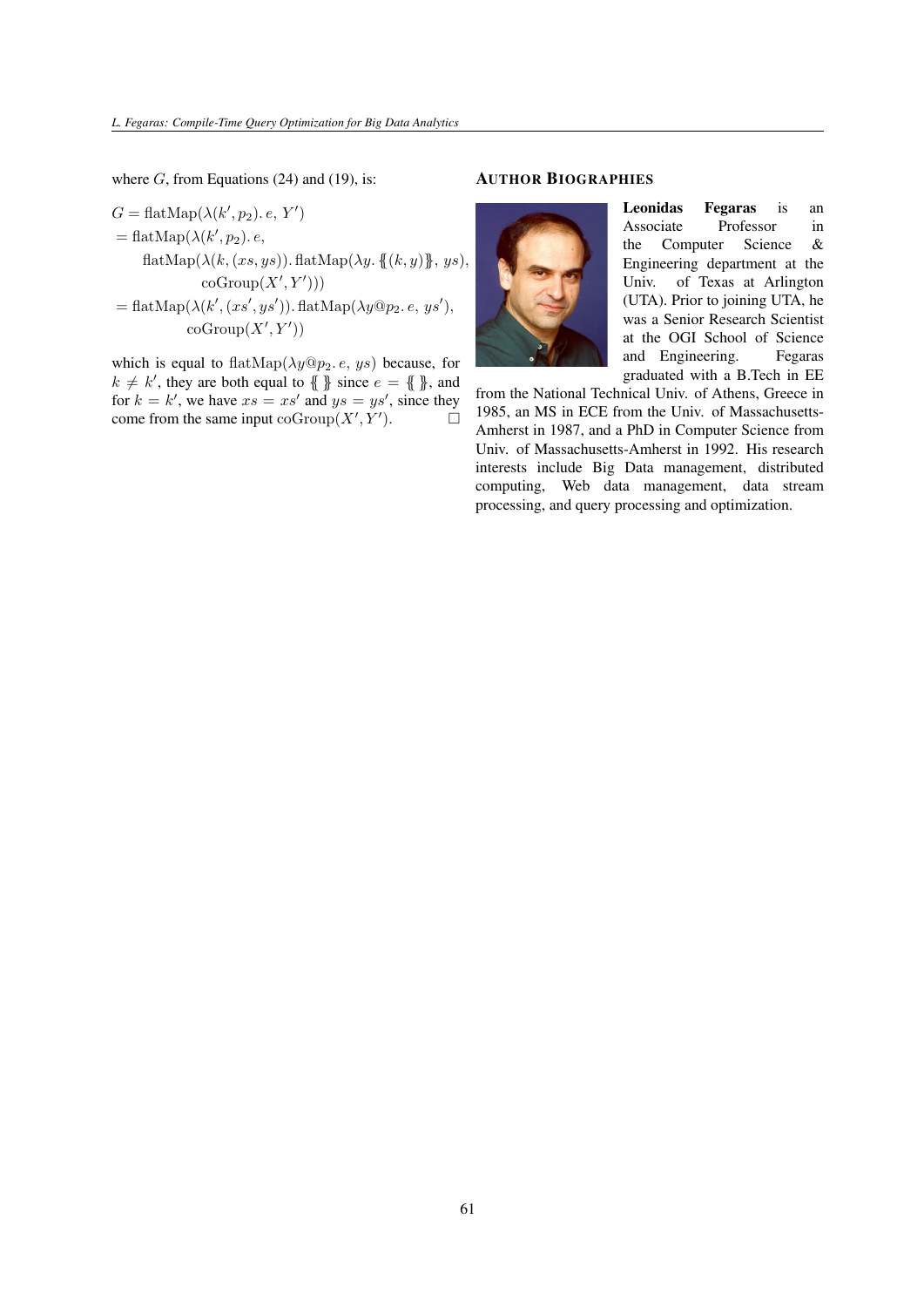where $G$, from Equations (24) and (19), is:

$$
\begin{aligned}
G &= \text{flatMap}(\lambda(k', p_2).\, e,\, Y') \\
&= \text{flatMap}(\lambda(k', p_2).\, e, \\
&\quad \text{flatMap}(\lambda(k, (xs, ys)).\, \text{flatMap}(\lambda y.\, \{\!\{(k, y)\}\!\},\, ys), \\
&\qquad \text{coGroup}(X', Y'))) \\
&= \text{flatMap}(\lambda(k', (xs', ys')).\, \text{flatMap}(\lambda y@p_2.\, e,\, ys'), \\
&\qquad \text{coGroup}(X', Y'))
\end{aligned}
$$

which is equal to $\text{flatMap}(\lambda y@p_2.\, e,\, ys)$ because, for $k \neq k'$, they are both equal to $\{\!\{\,\}\!\}$ since $e = \{\!\{\,\}\!\}$, and for $k = k'$, we have $xs = xs'$ and $ys = ys'$, since they come from the same input $\text{coGroup}(X', Y')$. □

## AUTHOR BIOGRAPHIES

**Leonidas Fegaras** is an Associate Professor in the Computer Science & Engineering department at the Univ. of Texas at Arlington (UTA). Prior to joining UTA, he was a Senior Research Scientist at the OGI School of Science and Engineering. Fegaras graduated with a B.Tech in EE from the National Technical Univ. of Athens, Greece in 1985, an MS in ECE from the Univ. of Massachusetts-Amherst in 1987, and a PhD in Computer Science from Univ. of Massachusetts-Amherst in 1992. His research interests include Big Data management, distributed computing, Web data management, data stream processing, and query processing and optimization.